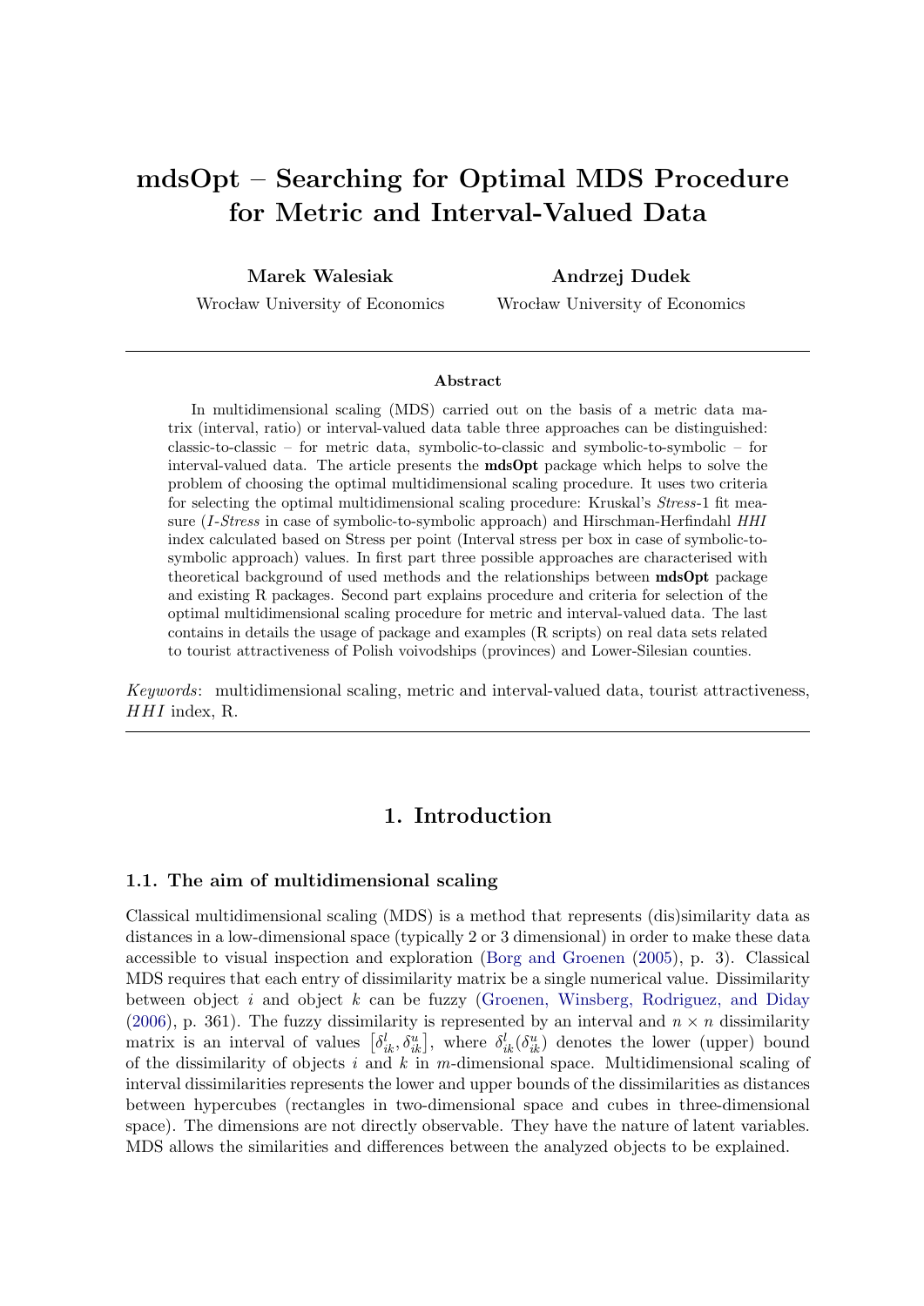# mdsOpt – Searching for Optimal MDS Procedure for Metric and Interval-Valued Data

**Marek Walesiak**
Wrocław University of Economics

**Andrzej Dudek**
Wrocław University of Economics

---

**Abstract**

In multidimensional scaling (MDS) carried out on the basis of a metric data matrix (interval, ratio) or interval-valued data table three approaches can be distinguished: classic-to-classic – for metric data, symbolic-to-classic and symbolic-to-symbolic – for interval-valued data. The article presents the **mdsOpt** package which helps to solve the problem of choosing the optimal multidimensional scaling procedure. It uses two criteria for selecting the optimal multidimensional scaling procedure: Kruskal's *Stress*-1 fit measure (*I-Stress* in case of symbolic-to-symbolic approach) and Hirschman-Herfindahl *HHI* index calculated based on Stress per point (Interval stress per box in case of symbolic-to-symbolic approach) values. In first part three possible approaches are characterised with theoretical background of used methods and the relationships between **mdsOpt** package and existing R packages. Second part explains procedure and criteria for selection of the optimal multidimensional scaling procedure for metric and interval-valued data. The last contains in details the usage of package and examples (R scripts) on real data sets related to tourist attractiveness of Polish voivodships (provinces) and Lower-Silesian counties.

*Keywords*: multidimensional scaling, metric and interval-valued data, tourist attractiveness, $HHI$ index, R.

---

## 1. Introduction

### 1.1. The aim of multidimensional scaling

Classical multidimensional scaling (MDS) is a method that represents (dis)similarity data as distances in a low-dimensional space (typically 2 or 3 dimensional) in order to make these data accessible to visual inspection and exploration (Borg and Groenen (2005), p. 3). Classical MDS requires that each entry of dissimilarity matrix be a single numerical value. Dissimilarity between object $i$ and object $k$ can be fuzzy (Groenen, Winsberg, Rodriguez, and Diday (2006), p. 361). The fuzzy dissimilarity is represented by an interval and $n \times n$ dissimilarity matrix is an interval of values $\left[\delta^l_{ik}, \delta^u_{ik}\right]$, where $\delta^l_{ik}(\delta^u_{ik})$ denotes the lower (upper) bound of the dissimilarity of objects $i$ and $k$ in $m$-dimensional space. Multidimensional scaling of interval dissimilarities represents the lower and upper bounds of the dissimilarities as distances between hypercubes (rectangles in two-dimensional space and cubes in three-dimensional space). The dimensions are not directly observable. They have the nature of latent variables. MDS allows the similarities and differences between the analyzed objects to be explained.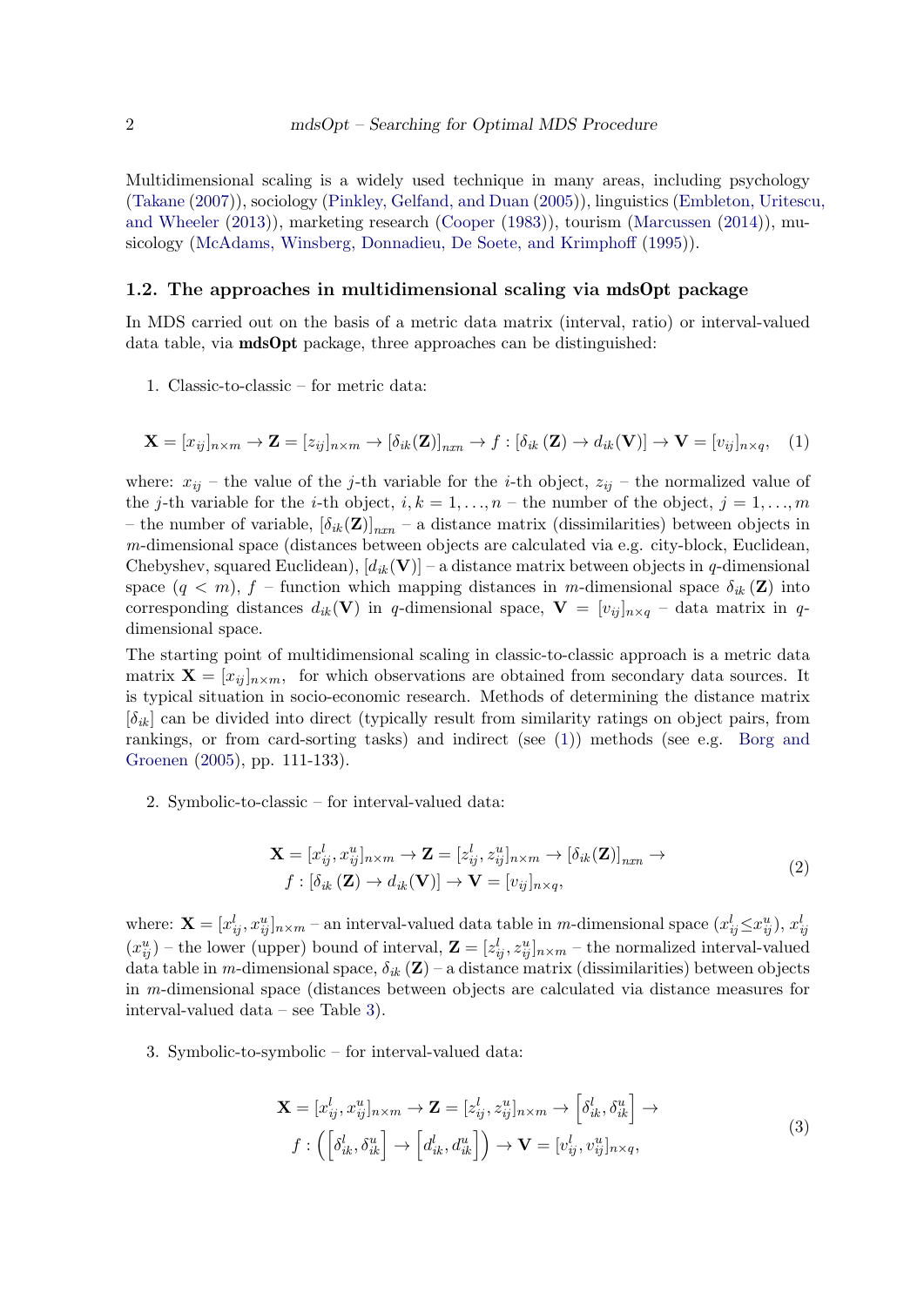Multidimensional scaling is a widely used technique in many areas, including psychology (Takane (2007)), sociology (Pinkley, Gelfand, and Duan (2005)), linguistics (Embleton, Uritescu, and Wheeler (2013)), marketing research (Cooper (1983)), tourism (Marcussen (2014)), musicology (McAdams, Winsberg, Donnadieu, De Soete, and Krimphoff (1995)).

### 1.2. The approaches in multidimensional scaling via mdsOpt package

In MDS carried out on the basis of a metric data matrix (interval, ratio) or interval-valued data table, via **mdsOpt** package, three approaches can be distinguished:

1. Classic-to-classic – for metric data:

$$\mathbf{X} = [x_{ij}]_{n\times m} \rightarrow \mathbf{Z} = [z_{ij}]_{n\times m} \rightarrow [\delta_{ik}(\mathbf{Z})]_{nxn} \rightarrow f : [\delta_{ik}(\mathbf{Z}) \rightarrow d_{ik}(\mathbf{V})] \rightarrow \mathbf{V} = [v_{ij}]_{n\times q}, \quad (1)$$

where: $x_{ij}$ – the value of the $j$-th variable for the $i$-th object, $z_{ij}$ – the normalized value of the $j$-th variable for the $i$-th object, $i, k = 1, \ldots, n$ – the number of the object, $j = 1, \ldots, m$ – the number of variable, $[\delta_{ik}(\mathbf{Z})]_{nxn}$ – a distance matrix (dissimilarities) between objects in $m$-dimensional space (distances between objects are calculated via e.g. city-block, Euclidean, Chebyshev, squared Euclidean), $[d_{ik}(\mathbf{V})]$ – a distance matrix between objects in $q$-dimensional space ($q < m$), $f$ – function which mapping distances in $m$-dimensional space $\delta_{ik}(\mathbf{Z})$ into corresponding distances $d_{ik}(\mathbf{V})$ in $q$-dimensional space, $\mathbf{V} = [v_{ij}]_{n\times q}$ – data matrix in $q$-dimensional space.

The starting point of multidimensional scaling in classic-to-classic approach is a metric data matrix $\mathbf{X} = [x_{ij}]_{n\times m}$, for which observations are obtained from secondary data sources. It is typical situation in socio-economic research. Methods of determining the distance matrix $[\delta_{ik}]$ can be divided into direct (typically result from similarity ratings on object pairs, from rankings, or from card-sorting tasks) and indirect (see (1)) methods (see e.g. Borg and Groenen (2005), pp. 111-133).

2. Symbolic-to-classic – for interval-valued data:

$$\mathbf{X} = [x_{ij}^l, x_{ij}^u]_{n\times m} \rightarrow \mathbf{Z} = [z_{ij}^l, z_{ij}^u]_{n\times m} \rightarrow [\delta_{ik}(\mathbf{Z})]_{nxn} \rightarrow$$
$$f : [\delta_{ik}(\mathbf{Z}) \rightarrow d_{ik}(\mathbf{V})] \rightarrow \mathbf{V} = [v_{ij}]_{n\times q}, \quad (2)$$

where: $\mathbf{X} = [x_{ij}^l, x_{ij}^u]_{n\times m}$ – an interval-valued data table in $m$-dimensional space ($x_{ij}^l \leq x_{ij}^u$), $x_{ij}^l$ ($x_{ij}^u$) – the lower (upper) bound of interval, $\mathbf{Z} = [z_{ij}^l, z_{ij}^u]_{n\times m}$ – the normalized interval-valued data table in $m$-dimensional space, $\delta_{ik}(\mathbf{Z})$ – a distance matrix (dissimilarities) between objects in $m$-dimensional space (distances between objects are calculated via distance measures for interval-valued data – see Table 3).

3. Symbolic-to-symbolic – for interval-valued data:

$$\mathbf{X} = [x_{ij}^l, x_{ij}^u]_{n\times m} \rightarrow \mathbf{Z} = [z_{ij}^l, z_{ij}^u]_{n\times m} \rightarrow \left[\delta_{ik}^l, \delta_{ik}^u\right] \rightarrow$$
$$f : \left(\left[\delta_{ik}^l, \delta_{ik}^u\right] \rightarrow \left[d_{ik}^l, d_{ik}^u\right]\right) \rightarrow \mathbf{V} = [v_{ij}^l, v_{ij}^u]_{n\times q}, \quad (3)$$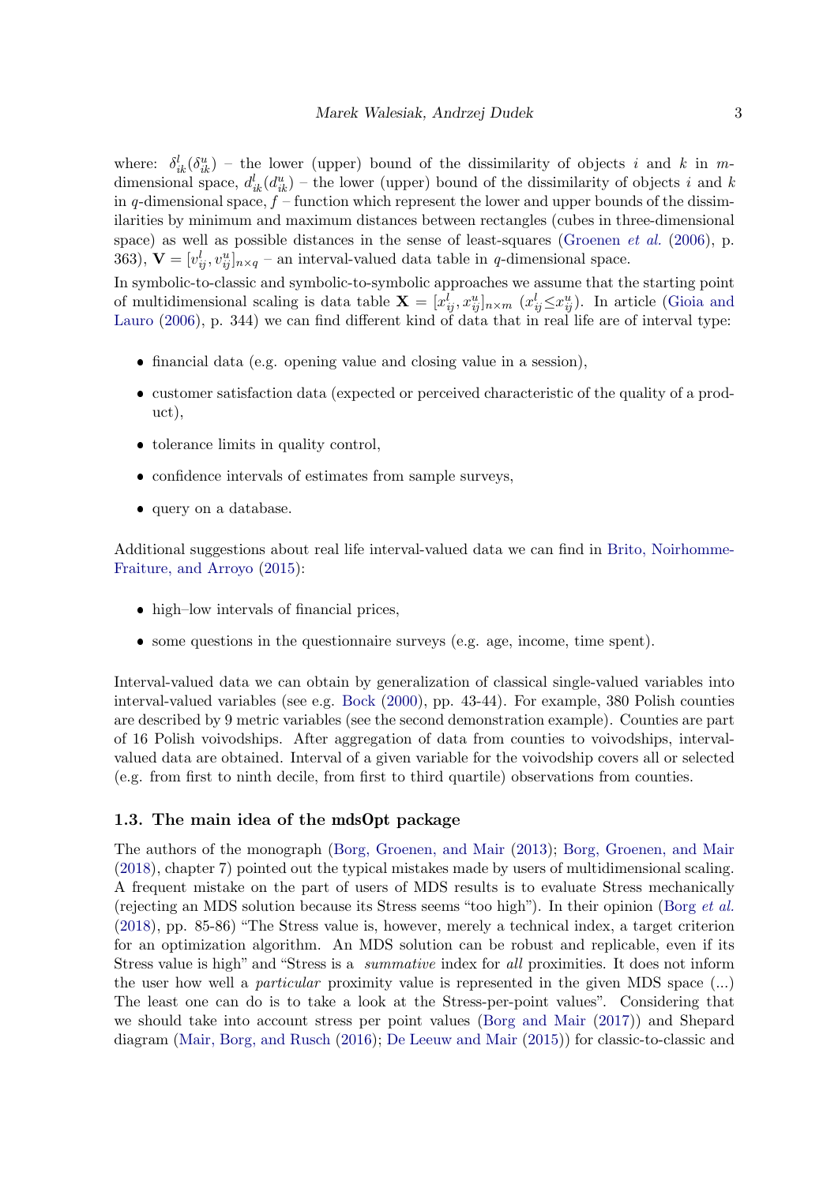where: $\delta^l_{ik}(\delta^u_{ik})$ – the lower (upper) bound of the dissimilarity of objects $i$ and $k$ in $m$-dimensional space, $d^l_{ik}(d^u_{ik})$ – the lower (upper) bound of the dissimilarity of objects $i$ and $k$ in $q$-dimensional space, $f$ – function which represent the lower and upper bounds of the dissimilarities by minimum and maximum distances between rectangles (cubes in three-dimensional space) as well as possible distances in the sense of least-squares (Groenen *et al.* (2006), p. 363), $\mathbf{V} = [v^l_{ij}, v^u_{ij}]_{n \times q}$ – an interval-valued data table in $q$-dimensional space.

In symbolic-to-classic and symbolic-to-symbolic approaches we assume that the starting point of multidimensional scaling is data table $\mathbf{X} = [x^l_{ij}, x^u_{ij}]_{n \times m}$ ($x^l_{ij} \leq x^u_{ij}$). In article (Gioia and Lauro (2006), p. 344) we can find different kind of data that in real life are of interval type:

- financial data (e.g. opening value and closing value in a session),
- customer satisfaction data (expected or perceived characteristic of the quality of a product),
- tolerance limits in quality control,
- confidence intervals of estimates from sample surveys,
- query on a database.

Additional suggestions about real life interval-valued data we can find in Brito, Noirhomme-Fraiture, and Arroyo (2015):

- high–low intervals of financial prices,
- some questions in the questionnaire surveys (e.g. age, income, time spent).

Interval-valued data we can obtain by generalization of classical single-valued variables into interval-valued variables (see e.g. Bock (2000), pp. 43-44). For example, 380 Polish counties are described by 9 metric variables (see the second demonstration example). Counties are part of 16 Polish voivodships. After aggregation of data from counties to voivodships, interval-valued data are obtained. Interval of a given variable for the voivodship covers all or selected (e.g. from first to ninth decile, from first to third quartile) observations from counties.

### 1.3. The main idea of the mdsOpt package

The authors of the monograph (Borg, Groenen, and Mair (2013); Borg, Groenen, and Mair (2018), chapter 7) pointed out the typical mistakes made by users of multidimensional scaling. A frequent mistake on the part of users of MDS results is to evaluate Stress mechanically (rejecting an MDS solution because its Stress seems "too high"). In their opinion (Borg *et al.* (2018), pp. 85-86) "The Stress value is, however, merely a technical index, a target criterion for an optimization algorithm. An MDS solution can be robust and replicable, even if its Stress value is high" and "Stress is a *summative* index for *all* proximities. It does not inform the user how well a *particular* proximity value is represented in the given MDS space (...) The least one can do is to take a look at the Stress-per-point values". Considering that we should take into account stress per point values (Borg and Mair (2017)) and Shepard diagram (Mair, Borg, and Rusch (2016); De Leeuw and Mair (2015)) for classic-to-classic and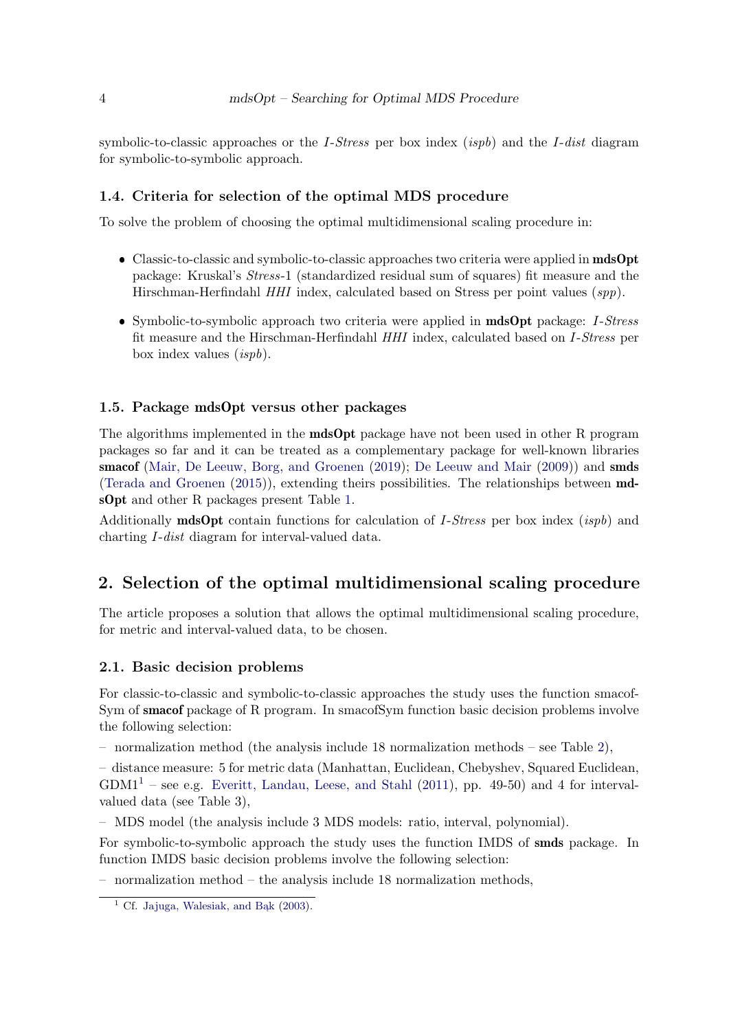symbolic-to-classic approaches or the *I-Stress* per box index (*ispb*) and the *I-dist* diagram for symbolic-to-symbolic approach.

### 1.4. Criteria for selection of the optimal MDS procedure

To solve the problem of choosing the optimal multidimensional scaling procedure in:

- Classic-to-classic and symbolic-to-classic approaches two criteria were applied in **mdsOpt** package: Kruskal's *Stress*-1 (standardized residual sum of squares) fit measure and the Hirschman-Herfindahl *HHI* index, calculated based on Stress per point values (*spp*).
- Symbolic-to-symbolic approach two criteria were applied in **mdsOpt** package: *I-Stress* fit measure and the Hirschman-Herfindahl *HHI* index, calculated based on *I-Stress* per box index values (*ispb*).

### 1.5. Package mdsOpt versus other packages

The algorithms implemented in the **mdsOpt** package have not been used in other R program packages so far and it can be treated as a complementary package for well-known libraries **smacof** (Mair, De Leeuw, Borg, and Groenen (2019); De Leeuw and Mair (2009)) and **smds** (Terada and Groenen (2015)), extending theirs possibilities. The relationships between **mdsOpt** and other R packages present Table 1.

Additionally **mdsOpt** contain functions for calculation of *I-Stress* per box index (*ispb*) and charting *I-dist* diagram for interval-valued data.

## 2. Selection of the optimal multidimensional scaling procedure

The article proposes a solution that allows the optimal multidimensional scaling procedure, for metric and interval-valued data, to be chosen.

### 2.1. Basic decision problems

For classic-to-classic and symbolic-to-classic approaches the study uses the function smacofSym of **smacof** package of R program. In smacofSym function basic decision problems involve the following selection:

– normalization method (the analysis include 18 normalization methods – see Table 2),

– distance measure: 5 for metric data (Manhattan, Euclidean, Chebyshev, Squared Euclidean, GDM1[1] – see e.g. Everitt, Landau, Leese, and Stahl (2011), pp. 49-50) and 4 for interval-valued data (see Table 3),

– MDS model (the analysis include 3 MDS models: ratio, interval, polynomial).

For symbolic-to-symbolic approach the study uses the function IMDS of **smds** package. In function IMDS basic decision problems involve the following selection:

– normalization method – the analysis include 18 normalization methods,

[1] Cf. Jajuga, Walesiak, and Bąk (2003).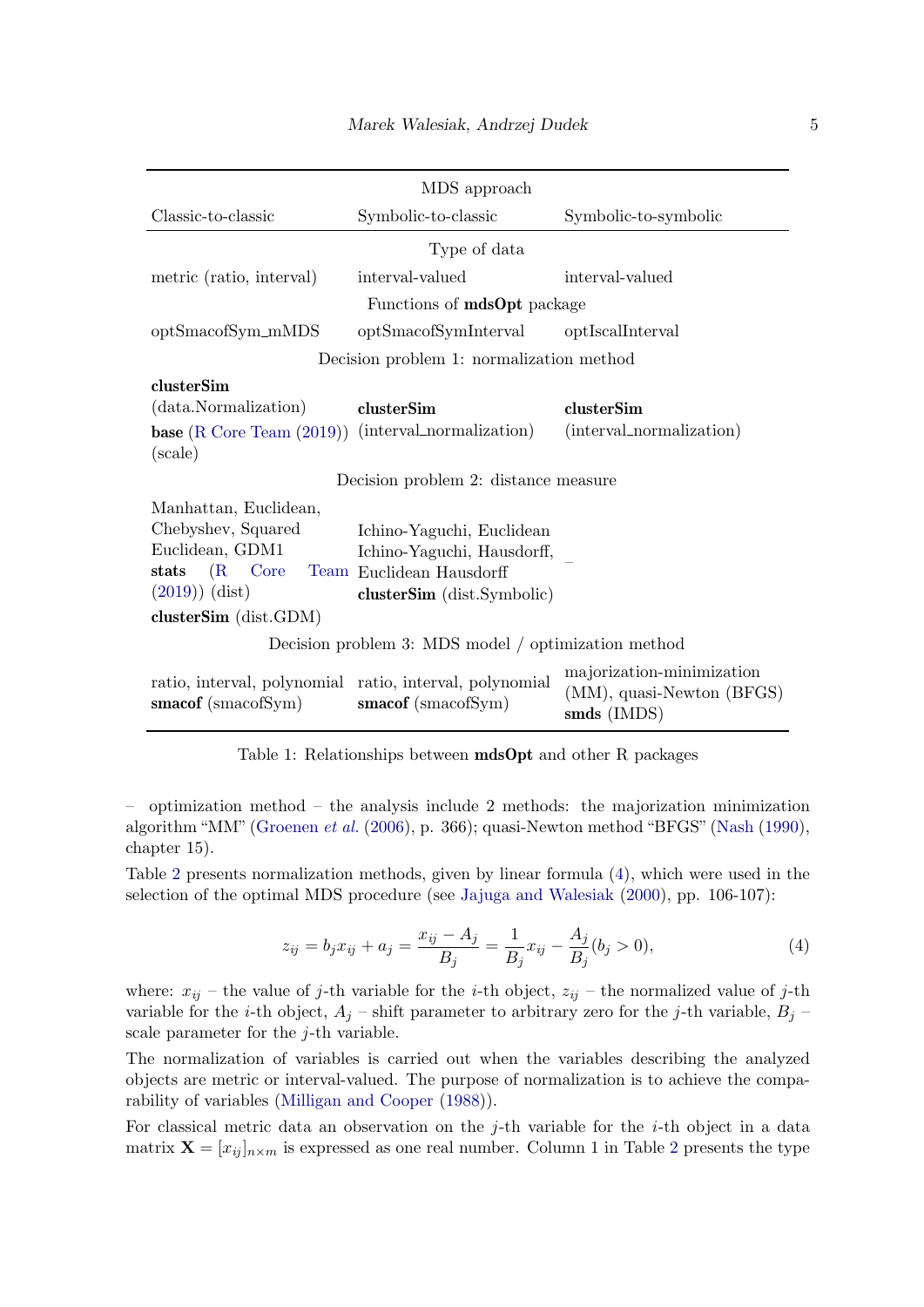| MDS approach | | |
|---|---|---|
| Classic-to-classic | Symbolic-to-classic | Symbolic-to-symbolic |
| Type of data | | |
| metric (ratio, interval) | interval-valued | interval-valued |
| Functions of **mdsOpt** package | | |
| optSmacofSym_mMDS | optSmacofSymInterval | optIscalInterval |
| Decision problem 1: normalization method | | |
| **clusterSim** (data.Normalization) **base** (R Core Team (2019)) (scale) | **clusterSim** (interval_normalization) | **clusterSim** (interval_normalization) |
| Decision problem 2: distance measure | | |
| Manhattan, Euclidean, Chebyshev, Squared Euclidean, GDM1 **stats** (R Core Team (2019)) (dist) **clusterSim** (dist.GDM) | Ichino-Yaguchi, Euclidean Ichino-Yaguchi, Hausdorff, Euclidean Hausdorff **clusterSim** (dist.Symbolic) | – |
| Decision problem 3: MDS model / optimization method | | |
| ratio, interval, polynomial **smacof** (smacofSym) | ratio, interval, polynomial **smacof** (smacofSym) | majorization-minimization (MM), quasi-Newton (BFGS) **smds** (IMDS) |

Table 1: Relationships between **mdsOpt** and other R packages

– optimization method – the analysis include 2 methods: the majorization minimization algorithm "MM" (Groenen *et al.* (2006), p. 366); quasi-Newton method "BFGS" (Nash (1990), chapter 15).

Table 2 presents normalization methods, given by linear formula (4), which were used in the selection of the optimal MDS procedure (see Jajuga and Walesiak (2000), pp. 106-107):

$$z_{ij} = b_j x_{ij} + a_j = \frac{x_{ij} - A_j}{B_j} = \frac{1}{B_j} x_{ij} - \frac{A_j}{B_j} (b_j > 0), \tag{4}$$

where: $x_{ij}$ – the value of $j$-th variable for the $i$-th object, $z_{ij}$ – the normalized value of $j$-th variable for the $i$-th object, $A_j$ – shift parameter to arbitrary zero for the $j$-th variable, $B_j$ – scale parameter for the $j$-th variable.

The normalization of variables is carried out when the variables describing the analyzed objects are metric or interval-valued. The purpose of normalization is to achieve the comparability of variables (Milligan and Cooper (1988)).

For classical metric data an observation on the $j$-th variable for the $i$-th object in a data matrix $\mathbf{X} = [x_{ij}]_{n \times m}$ is expressed as one real number. Column 1 in Table 2 presents the type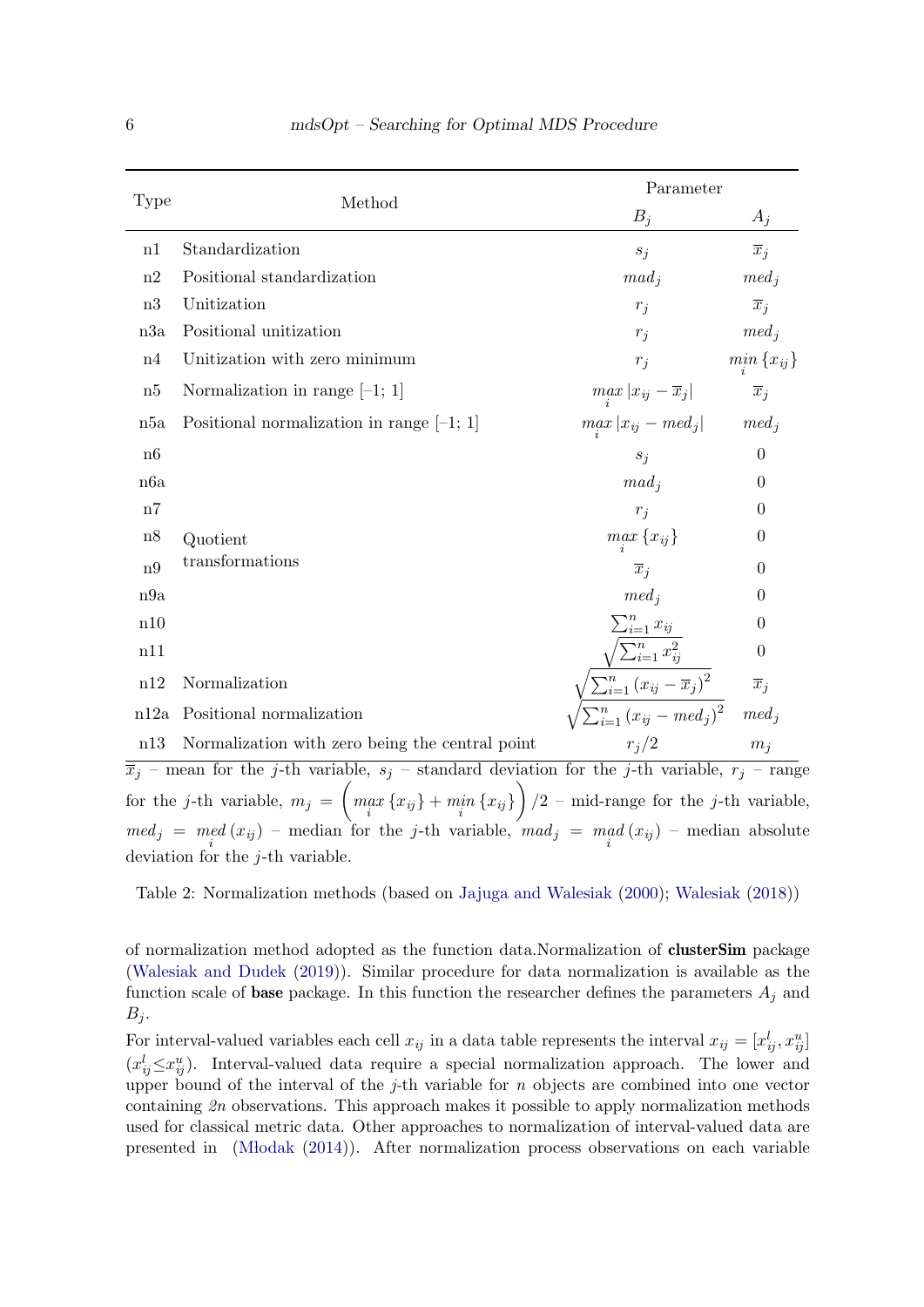| Type | Method | Parameter | |
|---|---|---|---|
| | | $B_j$ | $A_j$ |
| n1 | Standardization | $s_j$ | $\overline{x}_j$ |
| n2 | Positional standardization | $mad_j$ | $med_j$ |
| n3 | Unitization | $r_j$ | $\overline{x}_j$ |
| n3a | Positional unitization | $r_j$ | $med_j$ |
| n4 | Unitization with zero minimum | $r_j$ | $\underset{i}{min}\left\{x_{ij}\right\}$ |
| n5 | Normalization in range [–1; 1] | $\underset{i}{max}\left\vert x_{ij}-\overline{x}_j\right\vert$ | $\overline{x}_j$ |
| n5a | Positional normalization in range [–1; 1] | $\underset{i}{max}\left\vert x_{ij}-med_j\right\vert$ | $med_j$ |
| n6 | Quotient transformations | $s_j$ | 0 |
| n6a | | $mad_j$ | 0 |
| n7 | | $r_j$ | 0 |
| n8 | | $\underset{i}{max}\left\{x_{ij}\right\}$ | 0 |
| n9 | | $\overline{x}_j$ | 0 |
| n9a | | $med_j$ | 0 |
| n10 | | $\sum_{i=1}^{n}x_{ij}$ | 0 |
| n11 | | $\sqrt{\sum_{i=1}^{n}x_{ij}^2}$ | 0 |
| n12 | Normalization | $\sqrt{\sum_{i=1}^{n}\left(x_{ij}-\overline{x}_j\right)^2}$ | $\overline{x}_j$ |
| n12a | Positional normalization | $\sqrt{\sum_{i=1}^{n}\left(x_{ij}-med_j\right)^2}$ | $med_j$ |
| n13 | Normalization with zero being the central point | $r_j/2$ | $m_j$ |

$\overline{x}_j$ – mean for the $j$-th variable, $s_j$ – standard deviation for the $j$-th variable, $r_j$ – range for the $j$-th variable, $m_j = \left(\underset{i}{max}\left\{x_{ij}\right\}+\underset{i}{min}\left\{x_{ij}\right\}\right)/2$ – mid-range for the $j$-th variable, $med_j = \underset{i}{med}\left(x_{ij}\right)$ – median for the $j$-th variable, $mad_j = \underset{i}{mad}\left(x_{ij}\right)$ – median absolute deviation for the $j$-th variable.

Table 2: Normalization methods (based on Jajuga and Walesiak (2000); Walesiak (2018))

of normalization method adopted as the function data.Normalization of **clusterSim** package (Walesiak and Dudek (2019)). Similar procedure for data normalization is available as the function scale of **base** package. In this function the researcher defines the parameters $A_j$ and $B_j$.

For interval-valued variables each cell $x_{ij}$ in a data table represents the interval $x_{ij}=[x_{ij}^l, x_{ij}^u]$ ($x_{ij}^l \leq x_{ij}^u$). Interval-valued data require a special normalization approach. The lower and upper bound of the interval of the $j$-th variable for $n$ objects are combined into one vector containing $2n$ observations. This approach makes it possible to apply normalization methods used for classical metric data. Other approaches to normalization of interval-valued data are presented in (Młodak (2014)). After normalization process observations on each variable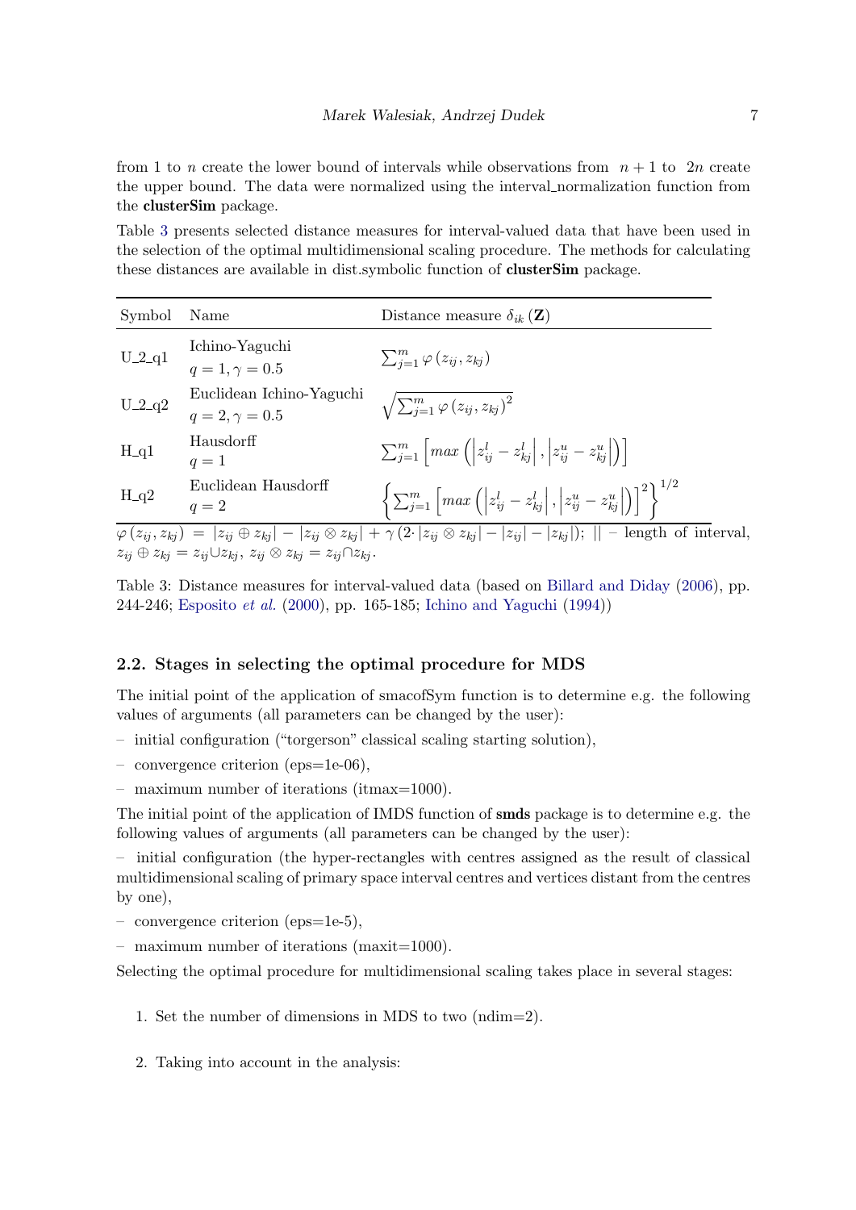from 1 to $n$ create the lower bound of intervals while observations from $n+1$ to $2n$ create the upper bound. The data were normalized using the interval_normalization function from the **clusterSim** package.

Table 3 presents selected distance measures for interval-valued data that have been used in the selection of the optimal multidimensional scaling procedure. The methods for calculating these distances are available in dist.symbolic function of **clusterSim** package.

| Symbol | Name | Distance measure $\delta_{ik}(\mathbf{Z})$ |
|---|---|---|
| U_2_q1 | Ichino-Yaguchi $q=1, \gamma=0.5$ | $\sum_{j=1}^{m} \varphi(z_{ij}, z_{kj})$ |
| U_2_q2 | Euclidean Ichino-Yaguchi $q=2, \gamma=0.5$ | $\sqrt{\sum_{j=1}^{m} \varphi(z_{ij}, z_{kj})^2}$ |
| H_q1 | Hausdorff $q=1$ | $\sum_{j=1}^{m} \left[ max\left( \left\| z_{ij}^{l} - z_{kj}^{l} \right\|, \left\| z_{ij}^{u} - z_{kj}^{u} \right\| \right) \right]$ |
| H_q2 | Euclidean Hausdorff $q=2$ | $\left\{ \sum_{j=1}^{m} \left[ max\left( \left\| z_{ij}^{l} - z_{kj}^{l} \right\|, \left\| z_{ij}^{u} - z_{kj}^{u} \right\| \right) \right]^2 \right\}^{1/2}$ |

$\varphi(z_{ij}, z_{kj}) = |z_{ij} \oplus z_{kj}| - |z_{ij} \otimes z_{kj}| + \gamma(2 \cdot |z_{ij} \otimes z_{kj}| - |z_{ij}| - |z_{kj}|)$; $||$ – length of interval, $z_{ij} \oplus z_{kj} = z_{ij} \cup z_{kj}$, $z_{ij} \otimes z_{kj} = z_{ij} \cap z_{kj}$.

Table 3: Distance measures for interval-valued data (based on Billard and Diday (2006), pp. 244-246; Esposito *et al.* (2000), pp. 165-185; Ichino and Yaguchi (1994))

### 2.2. Stages in selecting the optimal procedure for MDS

The initial point of the application of smacofSym function is to determine e.g. the following values of arguments (all parameters can be changed by the user):

– initial configuration ("torgerson" classical scaling starting solution),

– convergence criterion (eps=1e-06),

– maximum number of iterations (itmax=1000).

The initial point of the application of IMDS function of **smds** package is to determine e.g. the following values of arguments (all parameters can be changed by the user):

– initial configuration (the hyper-rectangles with centres assigned as the result of classical multidimensional scaling of primary space interval centres and vertices distant from the centres by one),

– convergence criterion (eps=1e-5),

– maximum number of iterations (maxit=1000).

Selecting the optimal procedure for multidimensional scaling takes place in several stages:

1. Set the number of dimensions in MDS to two (ndim=2).

2. Taking into account in the analysis: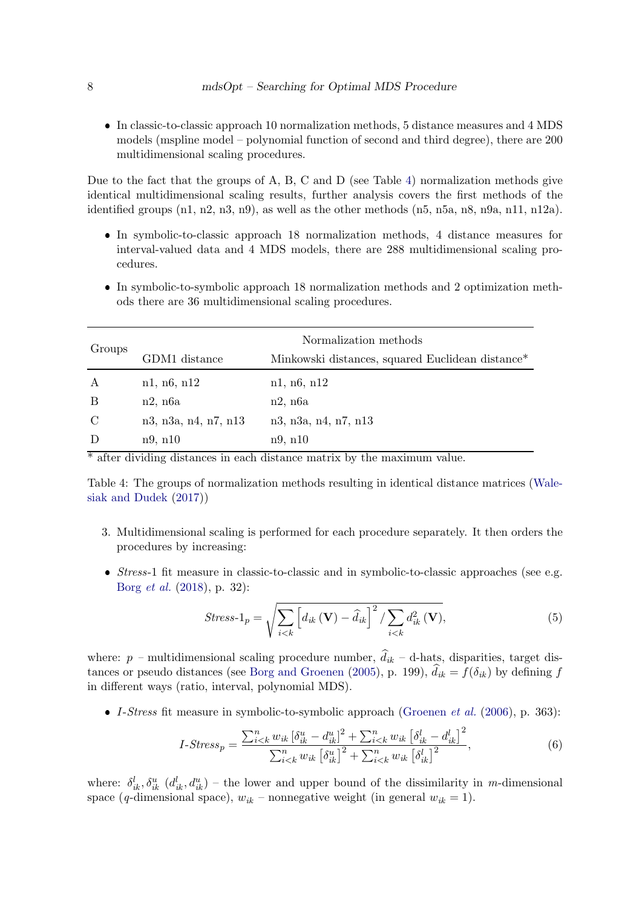- In classic-to-classic approach 10 normalization methods, 5 distance measures and 4 MDS models (mspline model – polynomial function of second and third degree), there are 200 multidimensional scaling procedures.

Due to the fact that the groups of A, B, C and D (see Table 4) normalization methods give identical multidimensional scaling results, further analysis covers the first methods of the identified groups (n1, n2, n3, n9), as well as the other methods (n5, n5a, n8, n9a, n11, n12a).

- In symbolic-to-classic approach 18 normalization methods, 4 distance measures for interval-valued data and 4 MDS models, there are 288 multidimensional scaling procedures.
- In symbolic-to-symbolic approach 18 normalization methods and 2 optimization methods there are 36 multidimensional scaling procedures.

| Groups | Normalization methods | |
|---|---|---|
| | GDM1 distance | Minkowski distances, squared Euclidean distance* |
| A | n1, n6, n12 | n1, n6, n12 |
| B | n2, n6a | n2, n6a |
| C | n3, n3a, n4, n7, n13 | n3, n3a, n4, n7, n13 |
| D | n9, n10 | n9, n10 |

* after dividing distances in each distance matrix by the maximum value.

Table 4: The groups of normalization methods resulting in identical distance matrices (Walesiak and Dudek (2017))

3. Multidimensional scaling is performed for each procedure separately. It then orders the procedures by increasing:

- *Stress*-1 fit measure in classic-to-classic and in symbolic-to-classic approaches (see e.g. Borg *et al.* (2018), p. 32):

$$Stress\text{-}1_p = \sqrt{\sum_{i<k} \left[ d_{ik}\left(\mathbf{V}\right) - \widehat{d}_{ik} \right]^2 / \sum_{i<k} d_{ik}^2\left(\mathbf{V}\right)}, \tag{5}$$

where: $p$ – multidimensional scaling procedure number, $\widehat{d}_{ik}$ – d-hats, disparities, target distances or pseudo distances (see Borg and Groenen (2005), p. 199), $\widehat{d}_{ik} = f(\delta_{ik})$ by defining $f$ in different ways (ratio, interval, polynomial MDS).

- *I-Stress* fit measure in symbolic-to-symbolic approach (Groenen *et al.* (2006), p. 363):

$$I\text{-}Stress_p = \frac{\sum_{i<k}^{n} w_{ik} \left[\delta_{ik}^u - d_{ik}^u\right]^2 + \sum_{i<k}^{n} w_{ik} \left[\delta_{ik}^l - d_{ik}^l\right]^2}{\sum_{i<k}^{n} w_{ik} \left[\delta_{ik}^u\right]^2 + \sum_{i<k}^{n} w_{ik} \left[\delta_{ik}^l\right]^2}, \tag{6}$$

where: $\delta_{ik}^l, \delta_{ik}^u$ ($d_{ik}^l, d_{ik}^u$) – the lower and upper bound of the dissimilarity in $m$-dimensional space ($q$-dimensional space), $w_{ik}$ – nonnegative weight (in general $w_{ik} = 1$).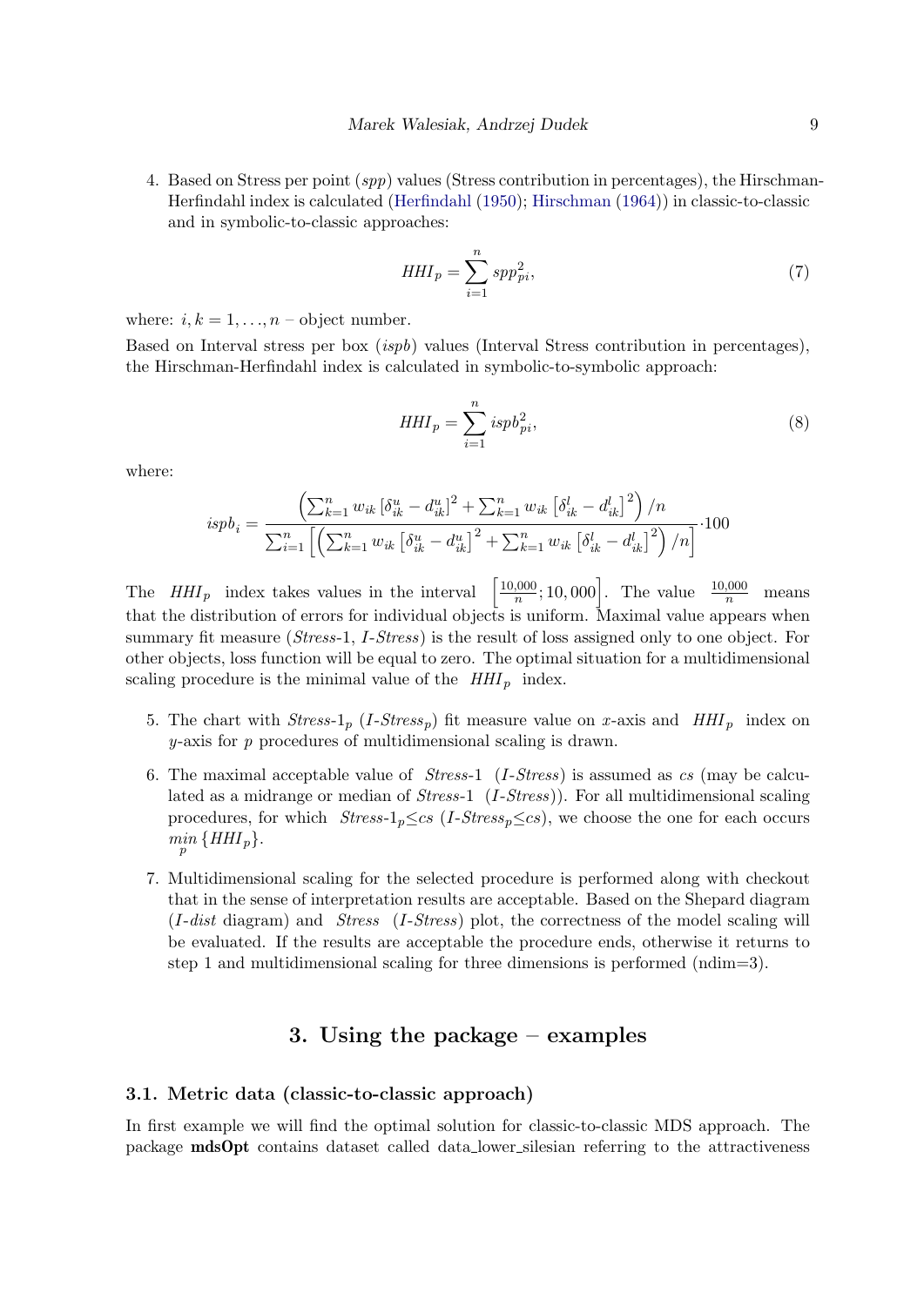4. Based on Stress per point (*spp*) values (Stress contribution in percentages), the Hirschman-Herfindahl index is calculated (Herfindahl (1950); Hirschman (1964)) in classic-to-classic and in symbolic-to-classic approaches:

$$HHI_p = \sum_{i=1}^{n} spp_{pi}^2, \tag{7}$$

where: $i, k = 1, \ldots, n$ – object number.

Based on Interval stress per box (*ispb*) values (Interval Stress contribution in percentages), the Hirschman-Herfindahl index is calculated in symbolic-to-symbolic approach:

$$HHI_p = \sum_{i=1}^{n} ispb_{pi}^2, \tag{8}$$

where:

$$ispb_i = \frac{\left(\sum_{k=1}^{n} w_{ik}\left[\delta_{ik}^u - d_{ik}^u\right]^2 + \sum_{k=1}^{n} w_{ik}\left[\delta_{ik}^l - d_{ik}^l\right]^2\right)/n}{\sum_{i=1}^{n}\left[\left(\sum_{k=1}^{n} w_{ik}\left[\delta_{ik}^u - d_{ik}^u\right]^2 + \sum_{k=1}^{n} w_{ik}\left[\delta_{ik}^l - d_{ik}^l\right]^2\right)/n\right]} \cdot 100$$

The $HHI_p$ index takes values in the interval $\left[\frac{10{,}000}{n}; 10{,}000\right]$. The value $\frac{10{,}000}{n}$ means that the distribution of errors for individual objects is uniform. Maximal value appears when summary fit measure (*Stress*-1, *I-Stress*) is the result of loss assigned only to one object. For other objects, loss function will be equal to zero. The optimal situation for a multidimensional scaling procedure is the minimal value of the $HHI_p$ index.

5. The chart with *Stress*-$1_p$ (*I-Stress*$_p$) fit measure value on $x$-axis and $HHI_p$ index on $y$-axis for $p$ procedures of multidimensional scaling is drawn.

6. The maximal acceptable value of *Stress*-1 (*I-Stress*) is assumed as *cs* (may be calculated as a midrange or median of *Stress*-1 (*I-Stress*)). For all multidimensional scaling procedures, for which *Stress*-$1_p \leq cs$ (*I-Stress*$_p \leq cs$), we choose the one for each occurs $\min\limits_{p} \{HHI_p\}$.

7. Multidimensional scaling for the selected procedure is performed along with checkout that in the sense of interpretation results are acceptable. Based on the Shepard diagram (*I-dist* diagram) and *Stress* (*I-Stress*) plot, the correctness of the model scaling will be evaluated. If the results are acceptable the procedure ends, otherwise it returns to step 1 and multidimensional scaling for three dimensions is performed (ndim=3).

## 3. Using the package – examples

### 3.1. Metric data (classic-to-classic approach)

In first example we will find the optimal solution for classic-to-classic MDS approach. The package **mdsOpt** contains dataset called data_lower_silesian referring to the attractiveness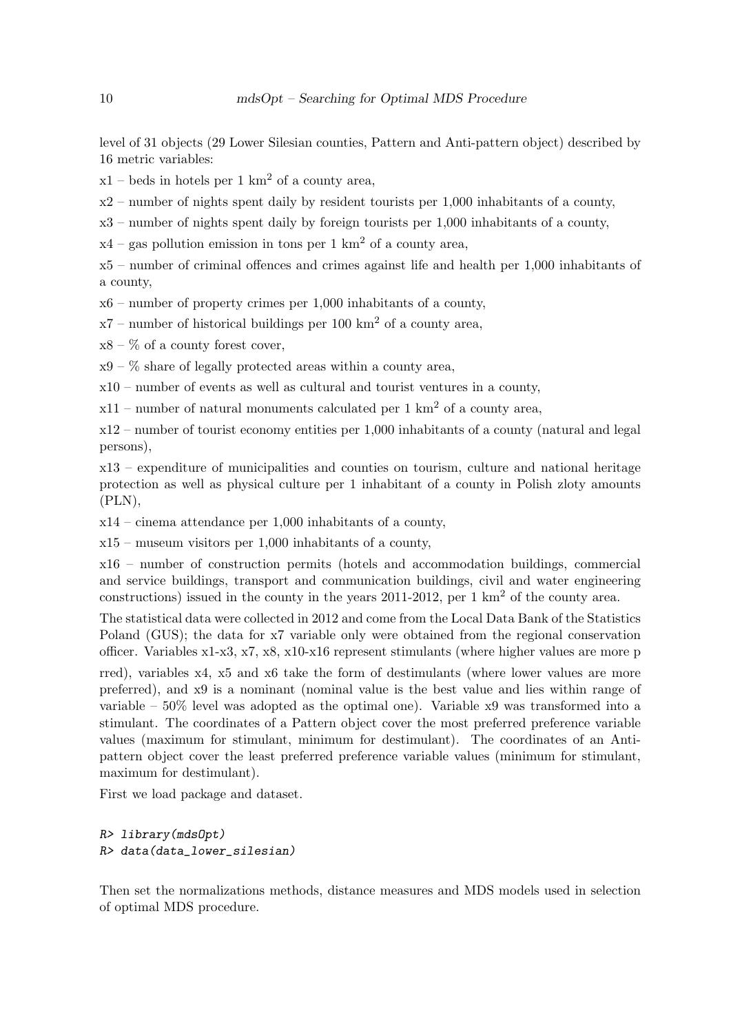level of 31 objects (29 Lower Silesian counties, Pattern and Anti-pattern object) described by 16 metric variables:

x1 – beds in hotels per 1 $km^2$ of a county area,

x2 – number of nights spent daily by resident tourists per 1,000 inhabitants of a county,

x3 – number of nights spent daily by foreign tourists per 1,000 inhabitants of a county,

x4 – gas pollution emission in tons per 1 $km^2$ of a county area,

x5 – number of criminal offences and crimes against life and health per 1,000 inhabitants of a county,

x6 – number of property crimes per 1,000 inhabitants of a county,

x7 – number of historical buildings per 100 $km^2$ of a county area,

x8 – % of a county forest cover,

x9 – % share of legally protected areas within a county area,

x10 – number of events as well as cultural and tourist ventures in a county,

x11 – number of natural monuments calculated per 1 $km^2$ of a county area,

x12 – number of tourist economy entities per 1,000 inhabitants of a county (natural and legal persons),

x13 – expenditure of municipalities and counties on tourism, culture and national heritage protection as well as physical culture per 1 inhabitant of a county in Polish zloty amounts (PLN),

x14 – cinema attendance per 1,000 inhabitants of a county,

x15 – museum visitors per 1,000 inhabitants of a county,

x16 – number of construction permits (hotels and accommodation buildings, commercial and service buildings, transport and communication buildings, civil and water engineering constructions) issued in the county in the years 2011-2012, per 1 $km^2$ of the county area.

The statistical data were collected in 2012 and come from the Local Data Bank of the Statistics Poland (GUS); the data for x7 variable only were obtained from the regional conservation officer. Variables x1-x3, x7, x8, x10-x16 represent stimulants (where higher values are more p

rred), variables x4, x5 and x6 take the form of destimulants (where lower values are more preferred), and x9 is a nominant (nominal value is the best value and lies within range of variable – 50% level was adopted as the optimal one). Variable x9 was transformed into a stimulant. The coordinates of a Pattern object cover the most preferred preference variable values (maximum for stimulant, minimum for destimulant). The coordinates of an Anti-pattern object cover the least preferred preference variable values (minimum for stimulant, maximum for destimulant).

First we load package and dataset.

```
R> library(mdsOpt)
R> data(data_lower_silesian)
```

Then set the normalizations methods, distance measures and MDS models used in selection of optimal MDS procedure.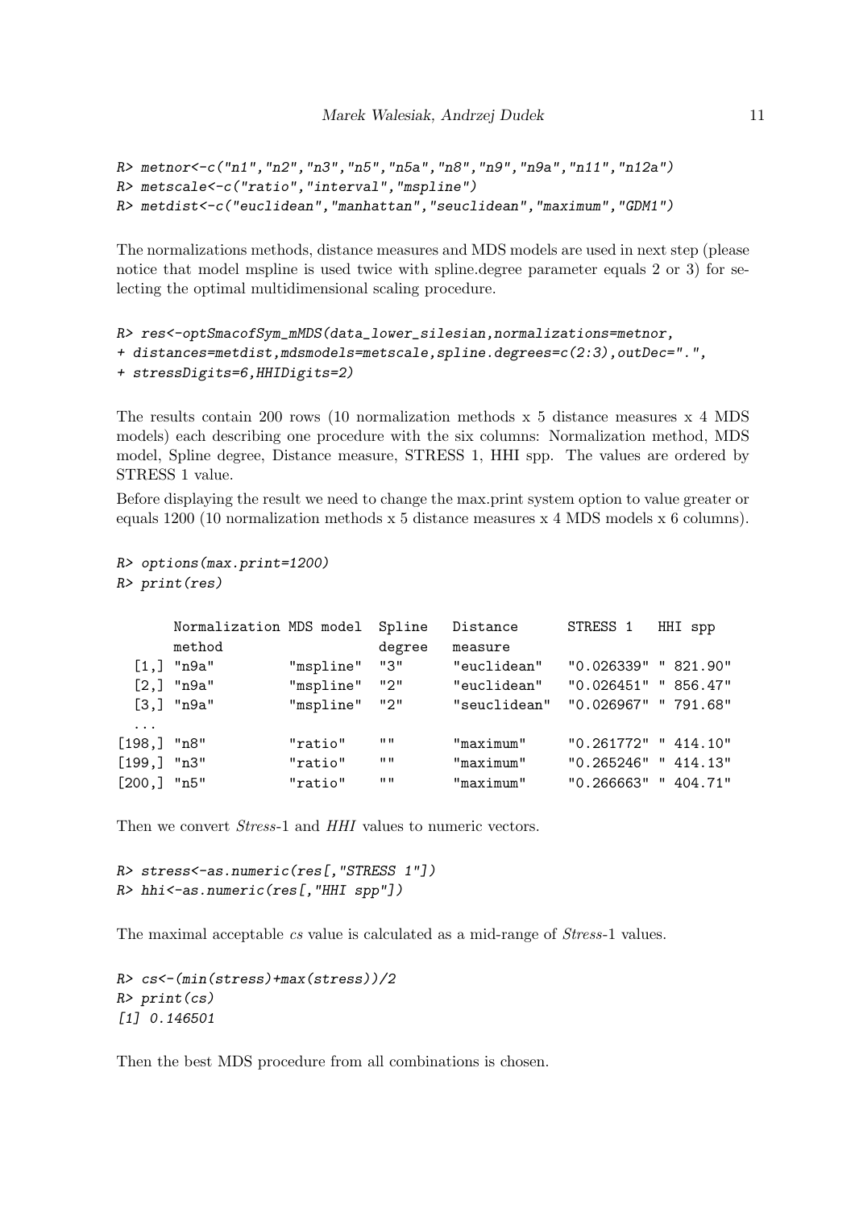```
R> metnor<-c("n1","n2","n3","n5","n5a","n8","n9","n9a","n11","n12a")
R> metscale<-c("ratio","interval","mspline")
R> metdist<-c("euclidean","manhattan","seuclidean","maximum","GDM1")
```

The normalizations methods, distance measures and MDS models are used in next step (please notice that model mspline is used twice with spline.degree parameter equals 2 or 3) for selecting the optimal multidimensional scaling procedure.

```
R> res<-optSmacofSym_mMDS(data_lower_silesian,normalizations=metnor,
+ distances=metdist,mdsmodels=metscale,spline.degrees=c(2:3),outDec=".",
+ stressDigits=6,HHIDigits=2)
```

The results contain 200 rows (10 normalization methods x 5 distance measures x 4 MDS models) each describing one procedure with the six columns: Normalization method, MDS model, Spline degree, Distance measure, STRESS 1, HHI spp. The values are ordered by STRESS 1 value.

Before displaying the result we need to change the max.print system option to value greater or equals 1200 (10 normalization methods x 5 distance measures x 4 MDS models x 6 columns).

```
R> options(max.print=1200)
R> print(res)

       Normalization MDS model  Spline   Distance      STRESS 1   HHI spp
       method                   degree   measure
  [1,] "n9a"         "mspline"  "3"      "euclidean"   "0.026339" " 821.90"
  [2,] "n9a"         "mspline"  "2"      "euclidean"   "0.026451" " 856.47"
  [3,] "n9a"         "mspline"  "2"      "seuclidean"  "0.026967" " 791.68"
  ...
[198,] "n8"          "ratio"    ""       "maximum"     "0.261772" " 414.10"
[199,] "n3"          "ratio"    ""       "maximum"     "0.265246" " 414.13"
[200,] "n5"          "ratio"    ""       "maximum"     "0.266663" " 404.71"
```

Then we convert *Stress*-1 and *HHI* values to numeric vectors.

```
R> stress<-as.numeric(res[,"STRESS 1"])
R> hhi<-as.numeric(res[,"HHI spp"])
```

The maximal acceptable *cs* value is calculated as a mid-range of *Stress*-1 values.

```
R> cs<-(min(stress)+max(stress))/2
R> print(cs)
[1] 0.146501
```

Then the best MDS procedure from all combinations is chosen.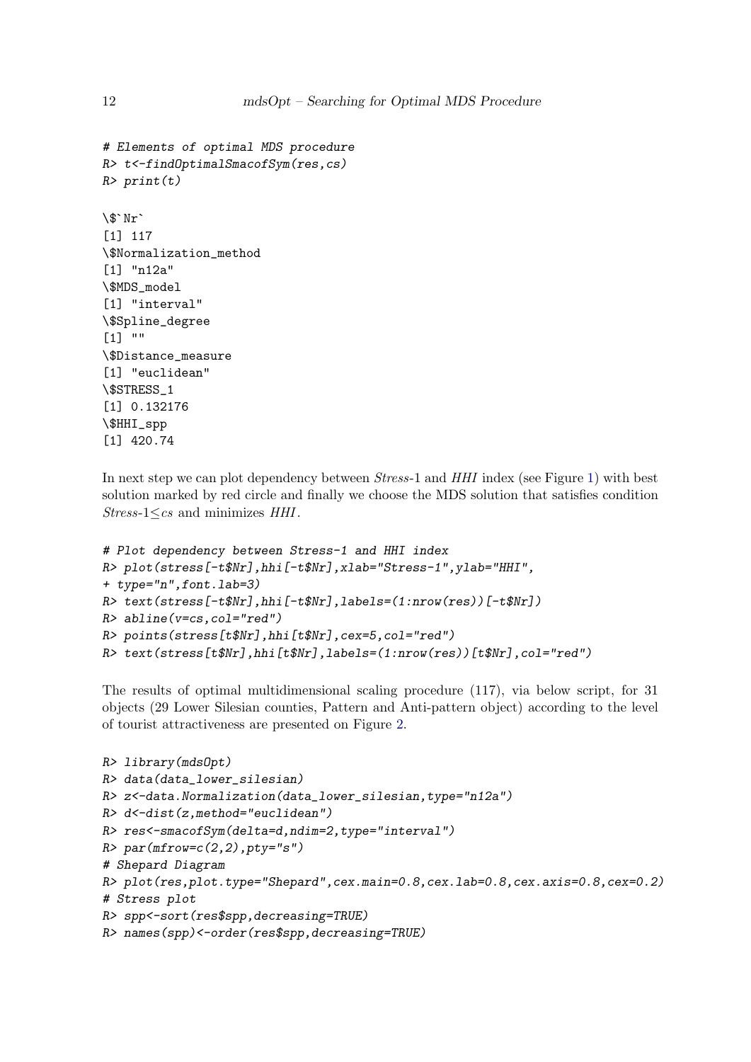```
# Elements of optimal MDS procedure
R> t<-findOptimalSmacofSym(res,cs)
R> print(t)

\$`Nr`
[1] 117
\$Normalization_method
[1] "n12a"
\$MDS_model
[1] "interval"
\$Spline_degree
[1] ""
\$Distance_measure
[1] "euclidean"
\$STRESS_1
[1] 0.132176
\$HHI_spp
[1] 420.74
```

In next step we can plot dependency between *Stress*-1 and *HHI* index (see Figure 1) with best solution marked by red circle and finally we choose the MDS solution that satisfies condition *Stress*-1$\leq$*cs* and minimizes *HHI*.

```
# Plot dependency between Stress-1 and HHI index
R> plot(stress[-t$Nr],hhi[-t$Nr],xlab="Stress-1",ylab="HHI",
+ type="n",font.lab=3)
R> text(stress[-t$Nr],hhi[-t$Nr],labels=(1:nrow(res))[-t$Nr])
R> abline(v=cs,col="red")
R> points(stress[t$Nr],hhi[t$Nr],cex=5,col="red")
R> text(stress[t$Nr],hhi[t$Nr],labels=(1:nrow(res))[t$Nr],col="red")
```

The results of optimal multidimensional scaling procedure (117), via below script, for 31 objects (29 Lower Silesian counties, Pattern and Anti-pattern object) according to the level of tourist attractiveness are presented on Figure 2.

```
R> library(mdsOpt)
R> data(data_lower_silesian)
R> z<-data.Normalization(data_lower_silesian,type="n12a")
R> d<-dist(z,method="euclidean")
R> res<-smacofSym(delta=d,ndim=2,type="interval")
R> par(mfrow=c(2,2),pty="s")
# Shepard Diagram
R> plot(res,plot.type="Shepard",cex.main=0.8,cex.lab=0.8,cex.axis=0.8,cex=0.2)
# Stress plot
R> spp<-sort(res$spp,decreasing=TRUE)
R> names(spp)<-order(res$spp,decreasing=TRUE)
```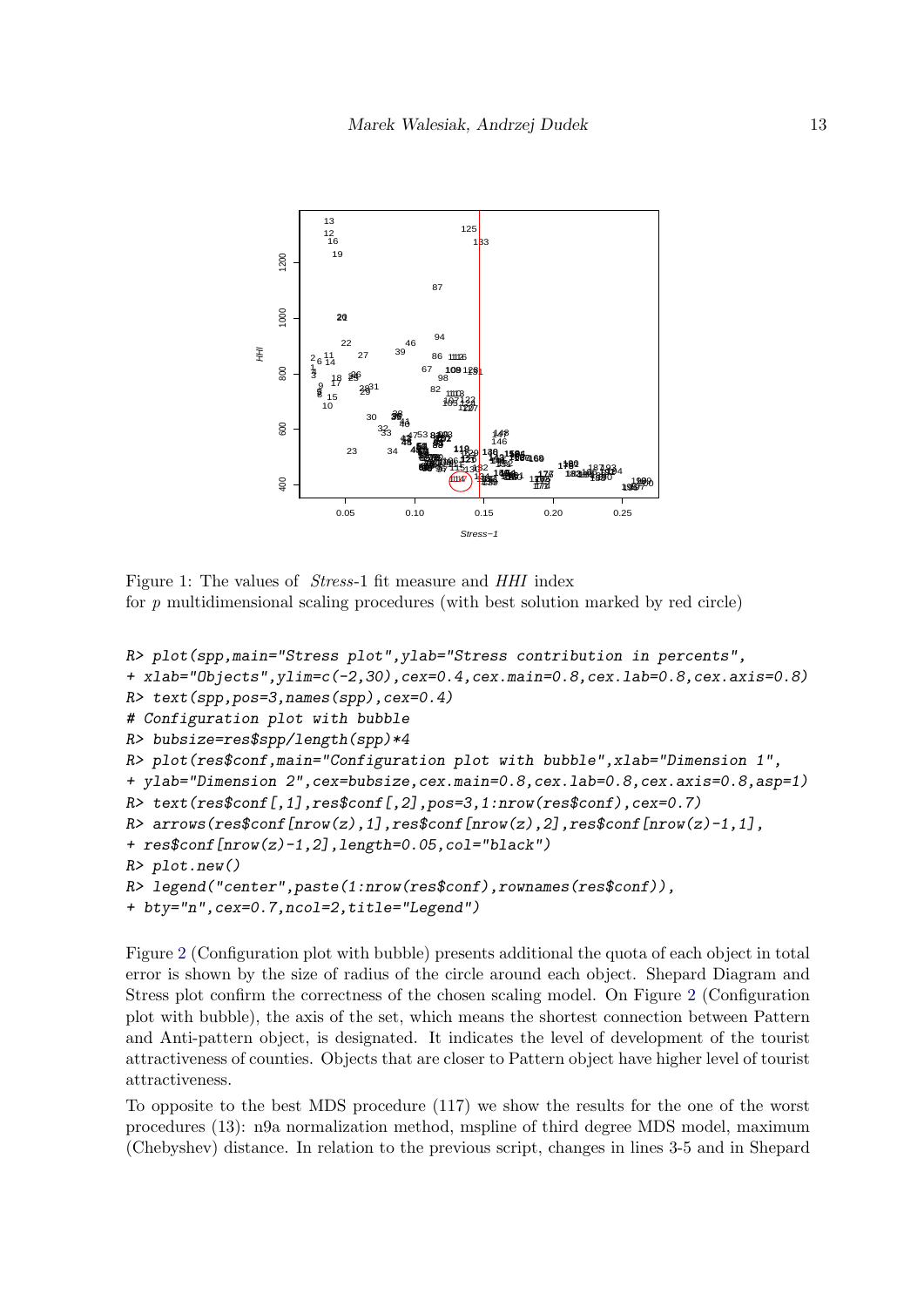HHI

Stress-1

1400 (not shown) 1200 1000 800 600 400

0.05 0.10 0.15 0.20 0.25

Figure 1: The values of *Stress*-1 fit measure and *HHI* index
for $p$ multidimensional scaling procedures (with best solution marked by red circle)

```
R> plot(spp,main="Stress plot",ylab="Stress contribution in percents",
+ xlab="Objects",ylim=c(-2,30),cex=0.4,cex.main=0.8,cex.lab=0.8,cex.axis=0.8)
R> text(spp,pos=3,names(spp),cex=0.4)
# Configuration plot with bubble
R> bubsize=res$spp/length(spp)*4
R> plot(res$conf,main="Configuration plot with bubble",xlab="Dimension 1",
+ ylab="Dimension 2",cex=bubsize,cex.main=0.8,cex.lab=0.8,cex.axis=0.8,asp=1)
R> text(res$conf[,1],res$conf[,2],pos=3,1:nrow(res$conf),cex=0.7)
R> arrows(res$conf[nrow(z),1],res$conf[nrow(z),2],res$conf[nrow(z)-1,1],
+ res$conf[nrow(z)-1,2],length=0.05,col="black")
R> plot.new()
R> legend("center",paste(1:nrow(res$conf),rownames(res$conf)),
+ bty="n",cex=0.7,ncol=2,title="Legend")
```

Figure 2 (Configuration plot with bubble) presents additional the quota of each object in total error is shown by the size of radius of the circle around each object. Shepard Diagram and Stress plot confirm the correctness of the chosen scaling model. On Figure 2 (Configuration plot with bubble), the axis of the set, which means the shortest connection between Pattern and Anti-pattern object, is designated. It indicates the level of development of the tourist attractiveness of counties. Objects that are closer to Pattern object have higher level of tourist attractiveness.

To opposite to the best MDS procedure (117) we show the results for the one of the worst procedures (13): n9a normalization method, mspline of third degree MDS model, maximum (Chebyshev) distance. In relation to the previous script, changes in lines 3-5 and in Shepard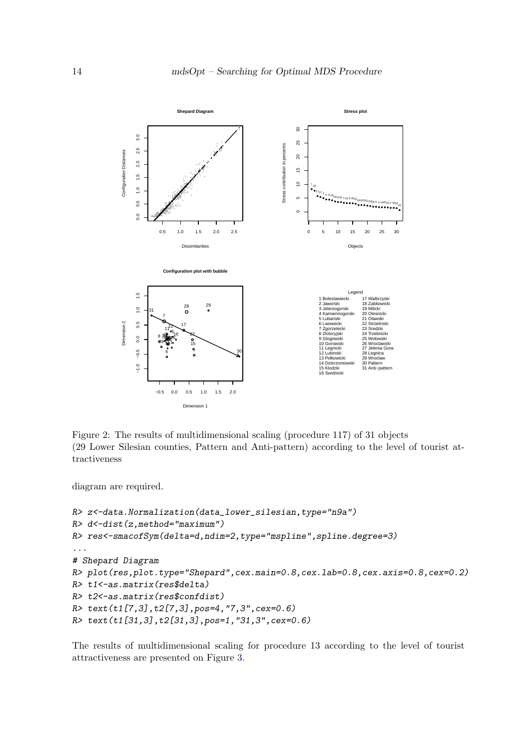Shepard Diagram

Configuration Distances

Dissimilarities

Stress plot

Stress contribution in percents

Objects

Configuration plot with bubble

Dimension 2

Dimension 1

Legend
1 Boleslawiecki
2 Jaworski
3 Jeleniogorski
4 Kamiennogorski
5 Lubanski
6 Lwowecki
7 Zgorzelecki
8 Zlotoryjski
9 Glogowski
10 Gorowski
11 Legnicki
12 Lubinski
13 Polkowicki
14 Dzierzoniowski
15 Klodzki
16 Swidnicki
17 Walbrzyski
18 Zabkowicki
19 Milicki
20 Olesnicki
21 Olawski
22 Strzelinski
23 Sredzki
24 Trzebnicki
25 Wolowski
26 Wroclawski
27 Jelenia Gora
28 Legnica
29 Wroclaw
30 Pattern
31 Anti−pattern

Figure 2: The results of multidimensional scaling (procedure 117) of 31 objects (29 Lower Silesian counties, Pattern and Anti-pattern) according to the level of tourist attractiveness

diagram are required.

```
R> z<-data.Normalization(data_lower_silesian,type="n9a")
R> d<-dist(z,method="maximum")
R> res<-smacofSym(delta=d,ndim=2,type="mspline",spline.degree=3)
...
# Shepard Diagram
R> plot(res,plot.type="Shepard",cex.main=0.8,cex.lab=0.8,cex.axis=0.8,cex=0.2)
R> t1<-as.matrix(res$delta)
R> t2<-as.matrix(res$confdist)
R> text(t1[7,3],t2[7,3],pos=4,"7,3",cex=0.6)
R> text(t1[31,3],t2[31,3],pos=1,"31,3",cex=0.6)
```

The results of multidimensional scaling for procedure 13 according to the level of tourist attractiveness are presented on Figure 3.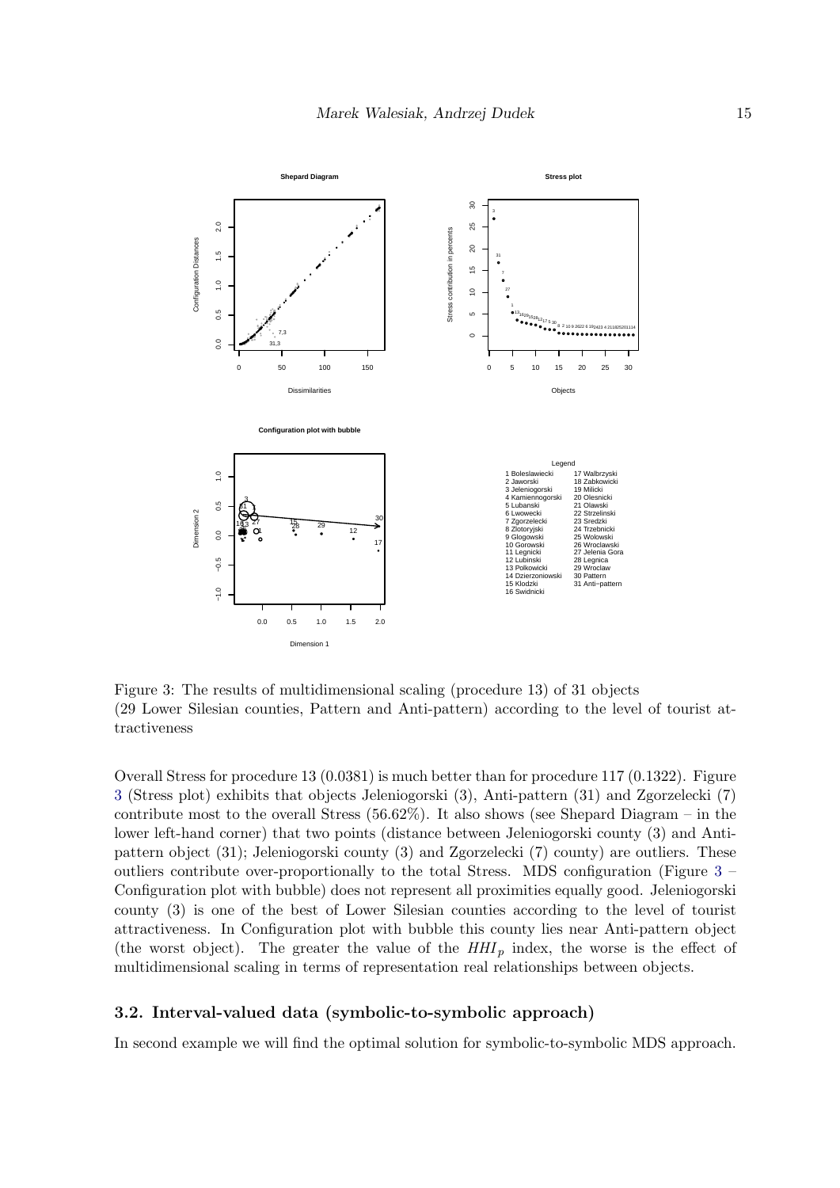Shepard Diagram

Configuration Distances

0.0
0.5
1.0
1.5
2.0

0
50
100
150

Dissimilarities

7,3
31,3

Stress plot

Stress contribution in percents

0
5
10
15
20
25
30

0
5
10
15
20
25
30

Objects

Configuration plot with bubble

Dimension 2

−1.0
−0.5
0.0
0.5
1.0

0.0
0.5
1.0
1.5
2.0

Dimension 1

Legend

1 Boleslawiecki
2 Jaworski
3 Jeleniogorski
4 Kamiennogorski
5 Lubanski
6 Lwowecki
7 Zgorzelecki
8 Zlotoryjski
9 Glogowski
10 Gorowski
11 Legnicki
12 Lubinski
13 Polkowicki
14 Dzierzoniowski
15 Klodzki
16 Swidnicki
17 Walbrzyski
18 Zabkowicki
19 Milicki
20 Olesnicki
21 Olawski
22 Strzelinski
23 Sredzki
24 Trzebnicki
25 Wolowski
26 Wroclawski
27 Jelenia Gora
28 Legnica
29 Wroclaw
30 Pattern
31 Anti−pattern

Figure 3: The results of multidimensional scaling (procedure 13) of 31 objects (29 Lower Silesian counties, Pattern and Anti-pattern) according to the level of tourist attractiveness

Overall Stress for procedure 13 (0.0381) is much better than for procedure 117 (0.1322). Figure 3 (Stress plot) exhibits that objects Jeleniogorski (3), Anti-pattern (31) and Zgorzelecki (7) contribute most to the overall Stress (56.62%). It also shows (see Shepard Diagram – in the lower left-hand corner) that two points (distance between Jeleniogorski county (3) and Anti-pattern object (31); Jeleniogorski county (3) and Zgorzelecki (7) county) are outliers. These outliers contribute over-proportionally to the total Stress. MDS configuration (Figure 3 – Configuration plot with bubble) does not represent all proximities equally good. Jeleniogorski county (3) is one of the best of Lower Silesian counties according to the level of tourist attractiveness. In Configuration plot with bubble this county lies near Anti-pattern object (the worst object). The greater the value of the $HHI_p$ index, the worse is the effect of multidimensional scaling in terms of representation real relationships between objects.

### 3.2. Interval-valued data (symbolic-to-symbolic approach)

In second example we will find the optimal solution for symbolic-to-symbolic MDS approach.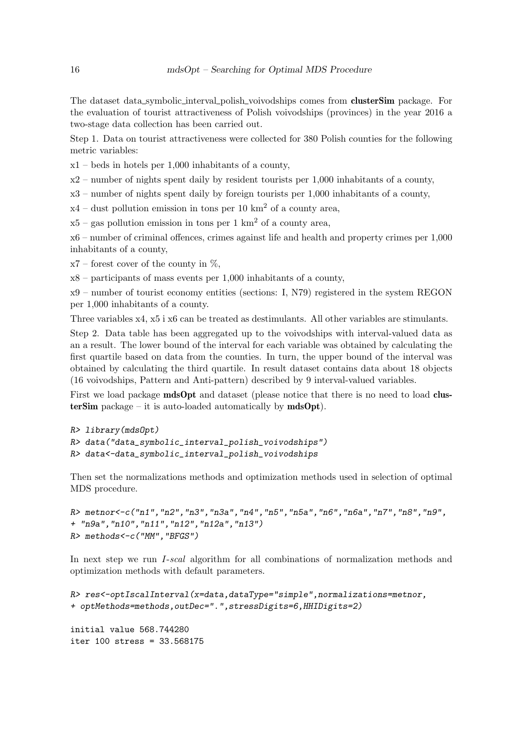The dataset data_symbolic_interval_polish_voivodships comes from **clusterSim** package. For the evaluation of tourist attractiveness of Polish voivodships (provinces) in the year 2016 a two-stage data collection has been carried out.

Step 1. Data on tourist attractiveness were collected for 380 Polish counties for the following metric variables:

x1 – beds in hotels per 1,000 inhabitants of a county,

x2 – number of nights spent daily by resident tourists per 1,000 inhabitants of a county,

x3 – number of nights spent daily by foreign tourists per 1,000 inhabitants of a county,

x4 – dust pollution emission in tons per 10 km$^2$ of a county area,

x5 – gas pollution emission in tons per 1 km$^2$ of a county area,

x6 – number of criminal offences, crimes against life and health and property crimes per 1,000 inhabitants of a county,

x7 – forest cover of the county in %,

x8 – participants of mass events per 1,000 inhabitants of a county,

x9 – number of tourist economy entities (sections: I, N79) registered in the system REGON per 1,000 inhabitants of a county.

Three variables x4, x5 i x6 can be treated as destimulants. All other variables are stimulants.

Step 2. Data table has been aggregated up to the voivodships with interval-valued data as an a result. The lower bound of the interval for each variable was obtained by calculating the first quartile based on data from the counties. In turn, the upper bound of the interval was obtained by calculating the third quartile. In result dataset contains data about 18 objects (16 voivodships, Pattern and Anti-pattern) described by 9 interval-valued variables.

First we load package **mdsOpt** and dataset (please notice that there is no need to load **clusterSim** package – it is auto-loaded automatically by **mdsOpt**).

```
R> library(mdsOpt)
R> data("data_symbolic_interval_polish_voivodships")
R> data<-data_symbolic_interval_polish_voivodships
```

Then set the normalizations methods and optimization methods used in selection of optimal MDS procedure.

```
R> metnor<-c("n1","n2","n3","n3a","n4","n5","n5a","n6","n6a","n7","n8","n9",
+ "n9a","n10","n11","n12","n12a","n13")
R> methods<-c("MM","BFGS")
```

In next step we run *I-scal* algorithm for all combinations of normalization methods and optimization methods with default parameters.

```
R> res<-optIscalInterval(x=data,dataType="simple",normalizations=metnor,
+ optMethods=methods,outDec=".",stressDigits=6,HHIDigits=2)

initial value 568.744280
iter 100 stress = 33.568175
```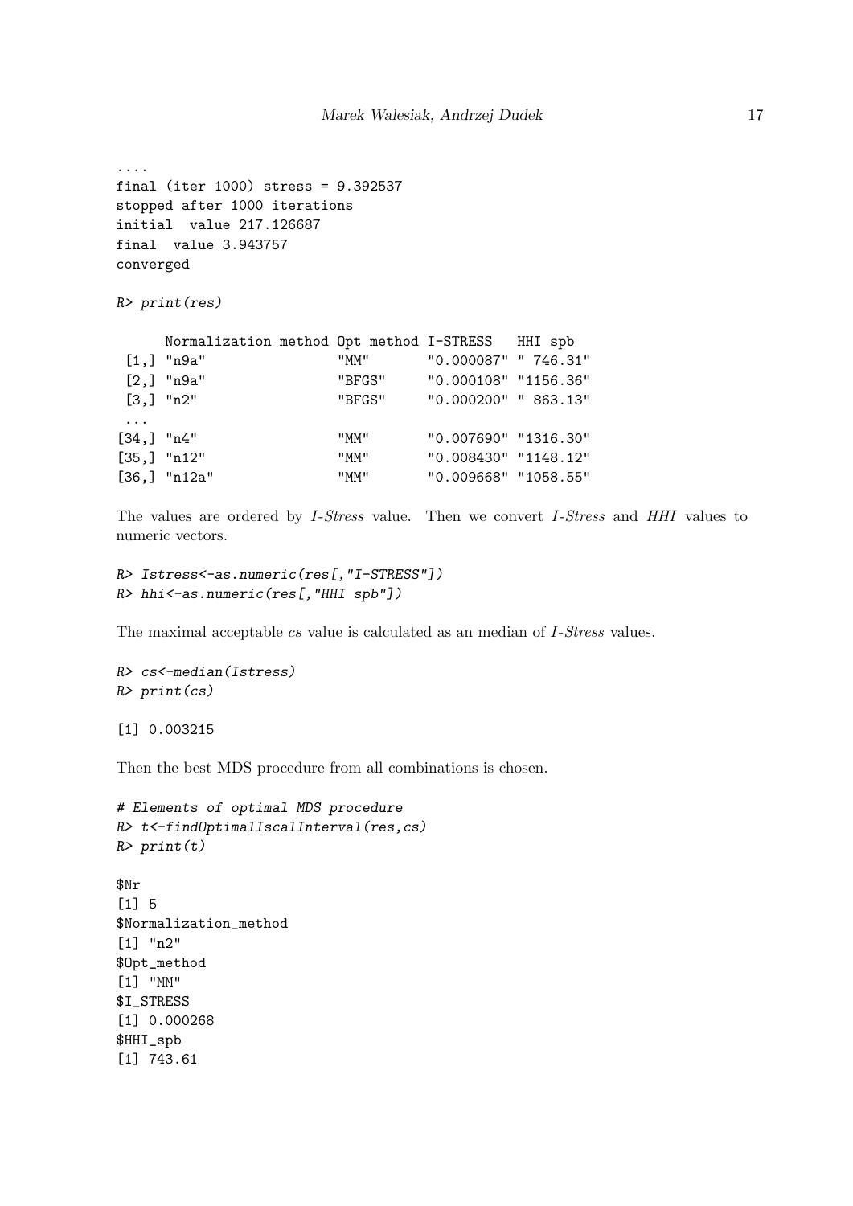```
....
final (iter 1000) stress = 9.392537
stopped after 1000 iterations
initial  value 217.126687
final  value 3.943757
converged

R> print(res)

      Normalization method Opt method I-STRESS   HHI spb
 [1,] "n9a"                "MM"       "0.000087" " 746.31"
 [2,] "n9a"                "BFGS"     "0.000108" "1156.36"
 [3,] "n2"                 "BFGS"     "0.000200" " 863.13"
 ...
[34,] "n4"                 "MM"       "0.007690" "1316.30"
[35,] "n12"                "MM"       "0.008430" "1148.12"
[36,] "n12a"               "MM"       "0.009668" "1058.55"
```

The values are ordered by *I-Stress* value. Then we convert *I-Stress* and *HHI* values to numeric vectors.

```
R> Istress<-as.numeric(res[,"I-STRESS"])
R> hhi<-as.numeric(res[,"HHI spb"])
```

The maximal acceptable *cs* value is calculated as an median of *I-Stress* values.

```
R> cs<-median(Istress)
R> print(cs)

[1] 0.003215
```

Then the best MDS procedure from all combinations is chosen.

```
# Elements of optimal MDS procedure
R> t<-findOptimalIscalInterval(res,cs)
R> print(t)

$Nr
[1] 5
$Normalization_method
[1] "n2"
$Opt_method
[1] "MM"
$I_STRESS
[1] 0.000268
$HHI_spb
[1] 743.61
```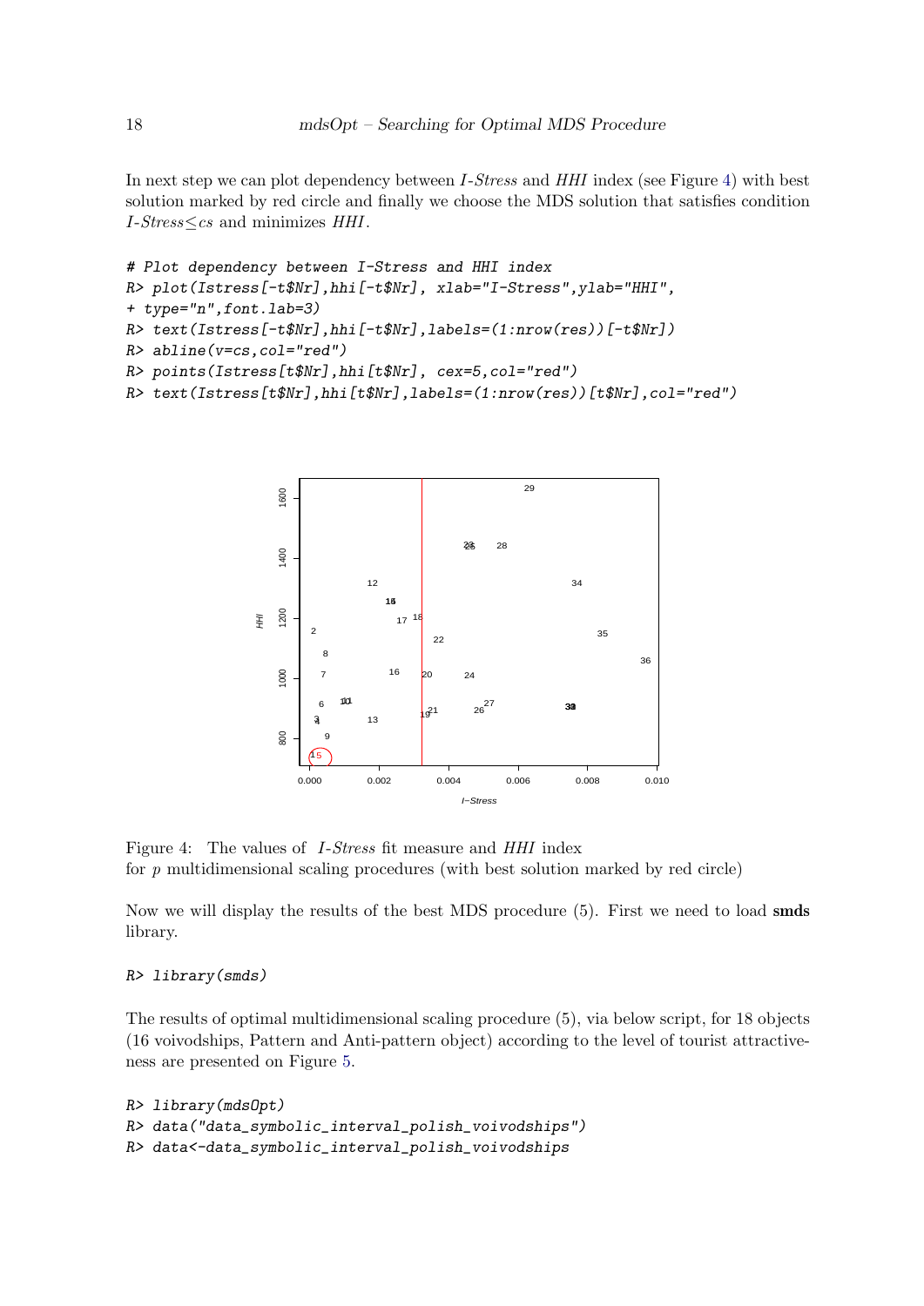In next step we can plot dependency between *I-Stress* and *HHI* index (see Figure 4) with best solution marked by red circle and finally we choose the MDS solution that satisfies condition *I-Stress*≤*cs* and minimizes *HHI*.

```
# Plot dependency between I-Stress and HHI index
R> plot(Istress[-t$Nr],hhi[-t$Nr], xlab="I-Stress",ylab="HHI",
+ type="n",font.lab=3)
R> text(Istress[-t$Nr],hhi[-t$Nr],labels=(1:nrow(res))[-t$Nr])
R> abline(v=cs,col="red")
R> points(Istress[t$Nr],hhi[t$Nr], cex=5,col="red")
R> text(Istress[t$Nr],hhi[t$Nr],labels=(1:nrow(res))[t$Nr],col="red")
```

HHI

I−Stress

0.000 0.002 0.004 0.006 0.008 0.010

800 1000 1200 1400 1600

Figure 4: The values of *I-Stress* fit measure and *HHI* index
for *p* multidimensional scaling procedures (with best solution marked by red circle)

Now we will display the results of the best MDS procedure (5). First we need to load **smds** library.

```
R> library(smds)
```

The results of optimal multidimensional scaling procedure (5), via below script, for 18 objects (16 voivodships, Pattern and Anti-pattern object) according to the level of tourist attractiveness are presented on Figure 5.

```
R> library(mdsOpt)
R> data("data_symbolic_interval_polish_voivodships")
R> data<-data_symbolic_interval_polish_voivodships
```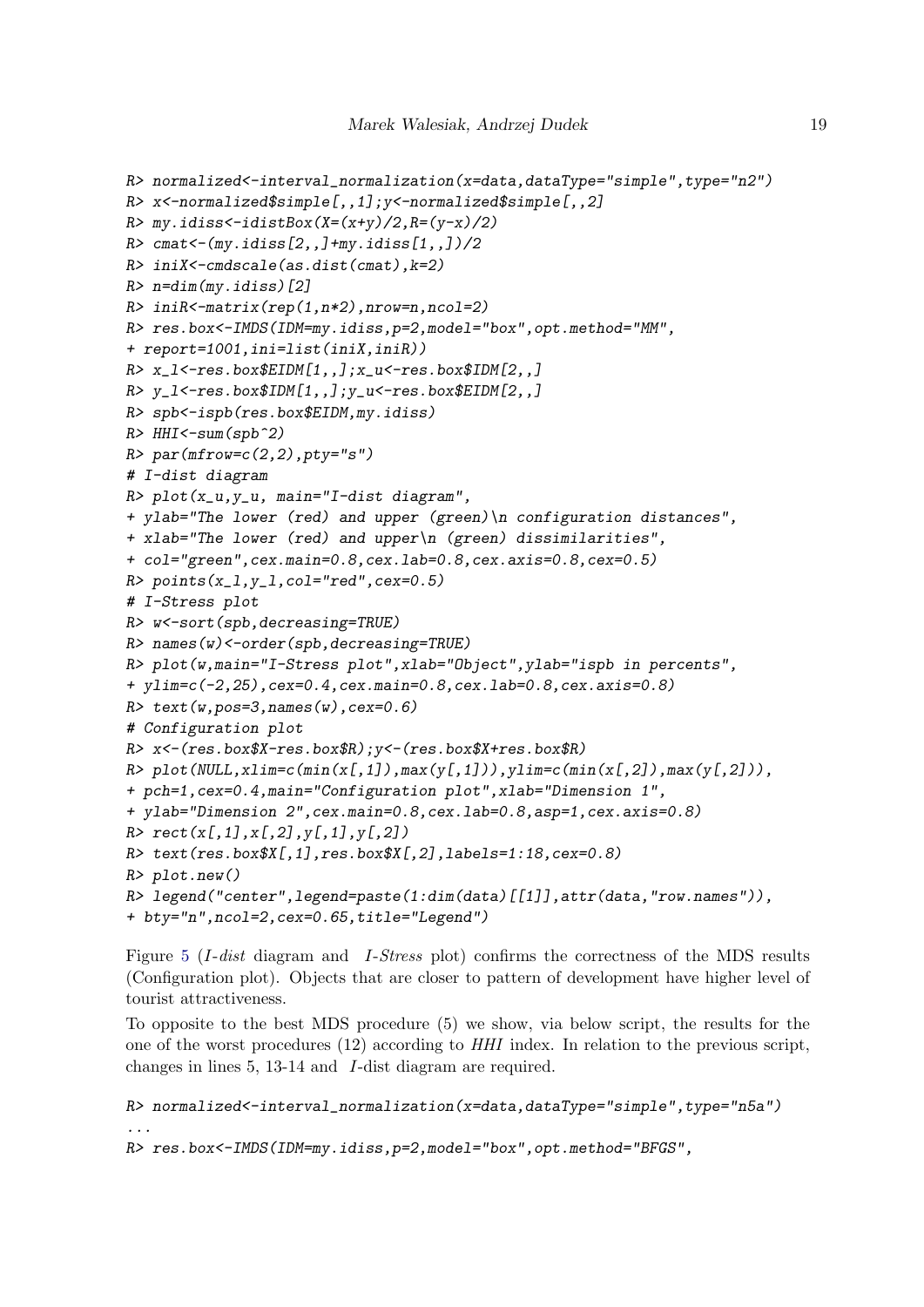```
R> normalized<-interval_normalization(x=data,dataType="simple",type="n2")
R> x<-normalized$simple[,,1];y<-normalized$simple[,,2]
R> my.idiss<-idistBox(X=(x+y)/2,R=(y-x)/2)
R> cmat<-(my.idiss[2,,]+my.idiss[1,,])/2
R> iniX<-cmdscale(as.dist(cmat),k=2)
R> n=dim(my.idiss)[2]
R> iniR<-matrix(rep(1,n*2),nrow=n,ncol=2)
R> res.box<-IMDS(IDM=my.idiss,p=2,model="box",opt.method="MM",
+ report=1001,ini=list(iniX,iniR))
R> x_l<-res.box$EIDM[1,,];x_u<-res.box$IDM[2,,]
R> y_l<-res.box$IDM[1,,];y_u<-res.box$EIDM[2,,]
R> spb<-ispb(res.box$EIDM,my.idiss)
R> HHI<-sum(spb^2)
R> par(mfrow=c(2,2),pty="s")
# I-dist diagram
R> plot(x_u,y_u, main="I-dist diagram",
+ ylab="The lower (red) and upper (green)\n configuration distances",
+ xlab="The lower (red) and upper\n (green) dissimilarities",
+ col="green",cex.main=0.8,cex.lab=0.8,cex.axis=0.8,cex=0.5)
R> points(x_l,y_l,col="red",cex=0.5)
# I-Stress plot
R> w<-sort(spb,decreasing=TRUE)
R> names(w)<-order(spb,decreasing=TRUE)
R> plot(w,main="I-Stress plot",xlab="Object",ylab="ispb in percents",
+ ylim=c(-2,25),cex=0.4,cex.main=0.8,cex.lab=0.8,cex.axis=0.8)
R> text(w,pos=3,names(w),cex=0.6)
# Configuration plot
R> x<-(res.box$X-res.box$R);y<-(res.box$X+res.box$R)
R> plot(NULL,xlim=c(min(x[,1]),max(y[,1])),ylim=c(min(x[,2]),max(y[,2])),
+ pch=1,cex=0.4,main="Configuration plot",xlab="Dimension 1",
+ ylab="Dimension 2",cex.main=0.8,cex.lab=0.8,asp=1,cex.axis=0.8)
R> rect(x[,1],x[,2],y[,1],y[,2])
R> text(res.box$X[,1],res.box$X[,2],labels=1:18,cex=0.8)
R> plot.new()
R> legend("center",legend=paste(1:dim(data)[[1]],attr(data,"row.names")),
+ bty="n",ncol=2,cex=0.65,title="Legend")
```

Figure 5 (*I-dist* diagram and *I-Stress* plot) confirms the correctness of the MDS results (Configuration plot). Objects that are closer to pattern of development have higher level of tourist attractiveness.

To opposite to the best MDS procedure (5) we show, via below script, the results for the one of the worst procedures (12) according to *HHI* index. In relation to the previous script, changes in lines 5, 13-14 and *I*-dist diagram are required.

```
R> normalized<-interval_normalization(x=data,dataType="simple",type="n5a")
...
R> res.box<-IMDS(IDM=my.idiss,p=2,model="box",opt.method="BFGS",
```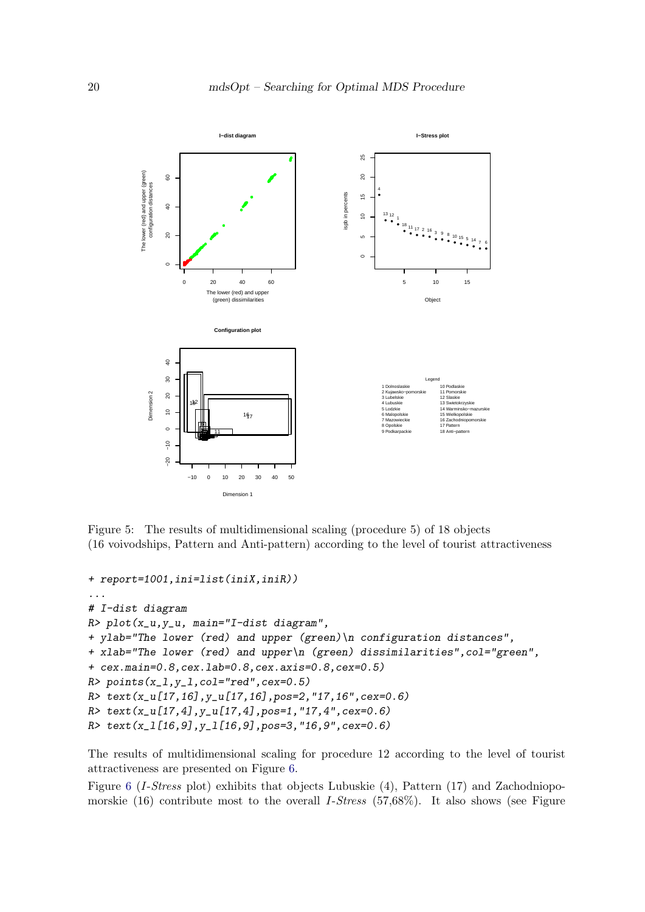I−dist diagram

The lower (red) and upper (green) configuration distances

The lower (red) and upper (green) dissimilarities

0 20 40 60

0 20 40 60

I−Stress plot

ispb in percents

Object

0 5 10 15 20 25

5 10 15

4
13 12 1
18 11 17 2 16 3 9 8 10 15 5 14 7 6

Configuration plot

Dimension 1

Dimension 2

−10 0 10 20 30 40 50

−20 −10 0 10 20 30 40

Legend
1 Dolnoslaskie
2 Kujawsko−pomorskie
3 Lubelskie
4 Lubuskie
5 Lodzkie
6 Malopolskie
7 Mazowieckie
8 Opolskie
9 Podkarpackie
10 Podlaskie
11 Pomorskie
12 Slaskie
13 Swietokrzyskie
14 Warminsko−mazurskie
15 Wielkopolskie
16 Zachodniopomorskie
17 Pattern
18 Anti−pattern

Figure 5: The results of multidimensional scaling (procedure 5) of 18 objects (16 voivodships, Pattern and Anti-pattern) according to the level of tourist attractiveness

```
+ report=1001,ini=list(iniX,iniR))
...
# I-dist diagram
R> plot(x_u,y_u, main="I-dist diagram",
+ ylab="The lower (red) and upper (green)\n configuration distances",
+ xlab="The lower (red) and upper\n (green) dissimilarities",col="green",
+ cex.main=0.8,cex.lab=0.8,cex.axis=0.8,cex=0.5)
R> points(x_l,y_l,col="red",cex=0.5)
R> text(x_u[17,16],y_u[17,16],pos=2,"17,16",cex=0.6)
R> text(x_u[17,4],y_u[17,4],pos=1,"17,4",cex=0.6)
R> text(x_l[16,9],y_l[16,9],pos=3,"16,9",cex=0.6)
```

The results of multidimensional scaling for procedure 12 according to the level of tourist attractiveness are presented on Figure 6.

Figure 6 (*I-Stress* plot) exhibits that objects Lubuskie (4), Pattern (17) and Zachodniopomorskie (16) contribute most to the overall *I-Stress* (57,68%). It also shows (see Figure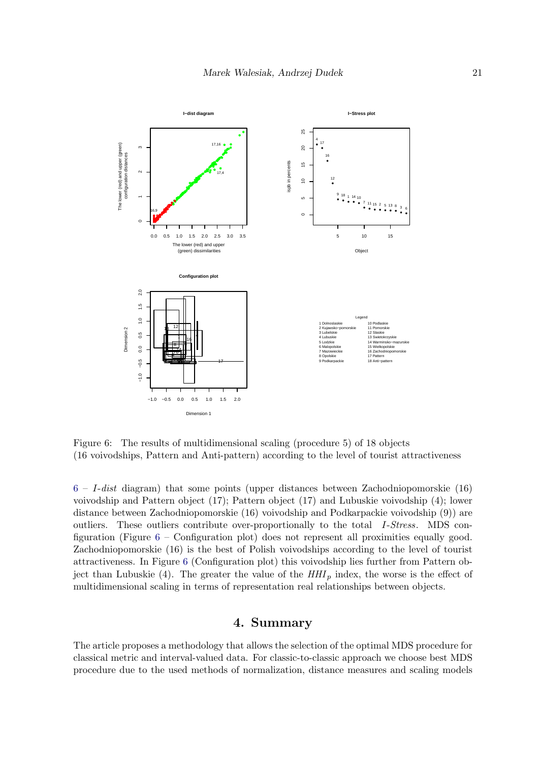I–dist diagram

The lower (red) and upper (green) configuration distances

The lower (red) and upper (green) dissimilarities

17,16

17,4

16,9

0.0 0.5 1.0 1.5 2.0 2.5 3.0 3.5

0 1 2 3

I–Stress plot

isptb in percents

Object

4 17 16 12 9 18 1 14 10 7 11 15 2 5 13 8 3 6

5 10 15

0 5 10 15 20 25

Configuration plot

Dimension 1

Dimension 2

−1.0 −0.5 0.0 0.5 1.0 1.5 2.0

−1.0 −0.5 0.0 0.5 1.0 1.5 2.0

12 16 17

Legend

1 Dolnoslaskie
2 Kujawsko−pomorskie
3 Lubelskie
4 Lubuskie
5 Lodzkie
6 Malopolskie
7 Mazowieckie
8 Opolskie
9 Podkarpackie
10 Podlaskie
11 Pomorskie
12 Slaskie
13 Swietokrzyskie
14 Warminsko−mazurskie
15 Wielkopolskie
16 Zachodniopomorskie
17 Pattern
18 Anti−pattern

Figure 6: The results of multidimensional scaling (procedure 5) of 18 objects (16 voivodships, Pattern and Anti-pattern) according to the level of tourist attractiveness

6 – *I-dist* diagram) that some points (upper distances between Zachodniopomorskie (16) voivodship and Pattern object (17); Pattern object (17) and Lubuskie voivodship (4); lower distance between Zachodniopomorskie (16) voivodship and Podkarpackie voivodship (9)) are outliers. These outliers contribute over-proportionally to the total *I-Stress*. MDS configuration (Figure 6 – Configuration plot) does not represent all proximities equally good. Zachodniopomorskie (16) is the best of Polish voivodships according to the level of tourist attractiveness. In Figure 6 (Configuration plot) this voivodship lies further from Pattern object than Lubuskie (4). The greater the value of the $HHI_p$ index, the worse is the effect of multidimensional scaling in terms of representation real relationships between objects.

## 4. Summary

The article proposes a methodology that allows the selection of the optimal MDS procedure for classical metric and interval-valued data. For classic-to-classic approach we choose best MDS procedure due to the used methods of normalization, distance measures and scaling models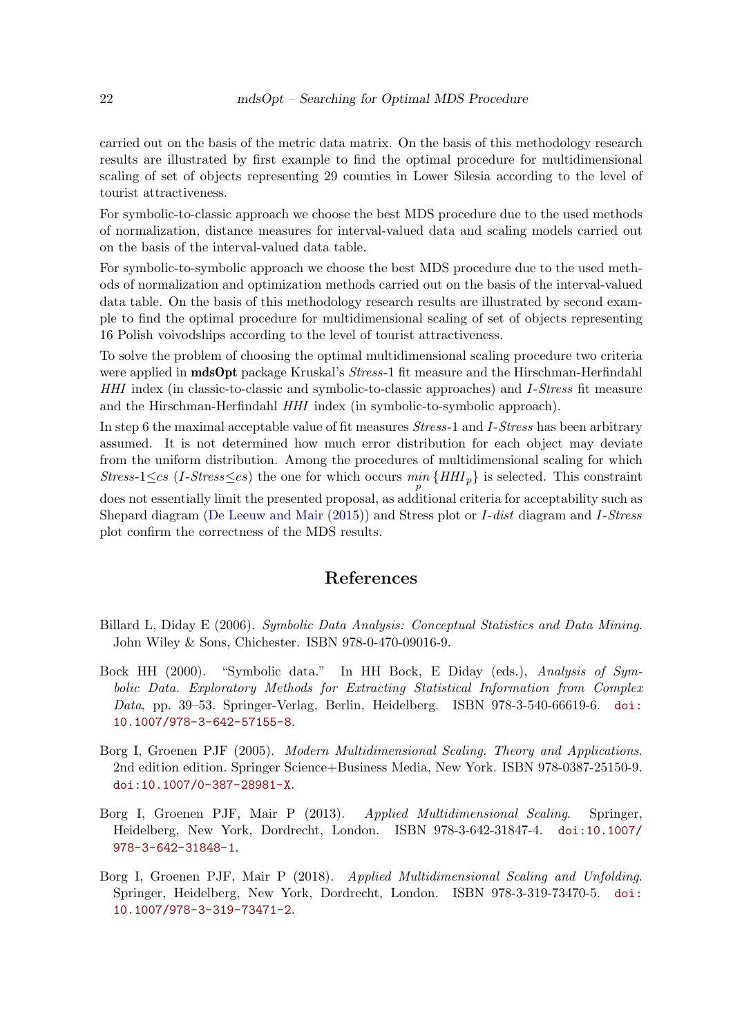carried out on the basis of the metric data matrix. On the basis of this methodology research results are illustrated by first example to find the optimal procedure for multidimensional scaling of set of objects representing 29 counties in Lower Silesia according to the level of tourist attractiveness.

For symbolic-to-classic approach we choose the best MDS procedure due to the used methods of normalization, distance measures for interval-valued data and scaling models carried out on the basis of the interval-valued data table.

For symbolic-to-symbolic approach we choose the best MDS procedure due to the used methods of normalization and optimization methods carried out on the basis of the interval-valued data table. On the basis of this methodology research results are illustrated by second example to find the optimal procedure for multidimensional scaling of set of objects representing 16 Polish voivodships according to the level of tourist attractiveness.

To solve the problem of choosing the optimal multidimensional scaling procedure two criteria were applied in **mdsOpt** package Kruskal's *Stress*-1 fit measure and the Hirschman-Herfindahl *HHI* index (in classic-to-classic and symbolic-to-classic approaches) and *I-Stress* fit measure and the Hirschman-Herfindahl *HHI* index (in symbolic-to-symbolic approach).

In step 6 the maximal acceptable value of fit measures *Stress*-1 and *I-Stress* has been arbitrary assumed. It is not determined how much error distribution for each object may deviate from the uniform distribution. Among the procedures of multidimensional scaling for which *Stress*-1$\leq cs$ (*I-Stress*$\leq cs$) the one for which occurs $\min_p \{HHI_p\}$ is selected. This constraint does not essentially limit the presented proposal, as additional criteria for acceptability such as Shepard diagram (De Leeuw and Mair (2015)) and Stress plot or *I-dist* diagram and *I-Stress* plot confirm the correctness of the MDS results.

# References

Billard L, Diday E (2006). *Symbolic Data Analysis: Conceptual Statistics and Data Mining*. John Wiley & Sons, Chichester. ISBN 978-0-470-09016-9.

Bock HH (2000). "Symbolic data." In HH Bock, E Diday (eds.), *Analysis of Symbolic Data. Exploratory Methods for Extracting Statistical Information from Complex Data*, pp. 39–53. Springer-Verlag, Berlin, Heidelberg. ISBN 978-3-540-66619-6. doi:10.1007/978-3-642-57155-8.

Borg I, Groenen PJF (2005). *Modern Multidimensional Scaling. Theory and Applications*. 2nd edition edition. Springer Science+Business Media, New York. ISBN 978-0387-25150-9. doi:10.1007/0-387-28981-X.

Borg I, Groenen PJF, Mair P (2013). *Applied Multidimensional Scaling*. Springer, Heidelberg, New York, Dordrecht, London. ISBN 978-3-642-31847-4. doi:10.1007/978-3-642-31848-1.

Borg I, Groenen PJF, Mair P (2018). *Applied Multidimensional Scaling and Unfolding*. Springer, Heidelberg, New York, Dordrecht, London. ISBN 978-3-319-73470-5. doi:10.1007/978-3-319-73471-2.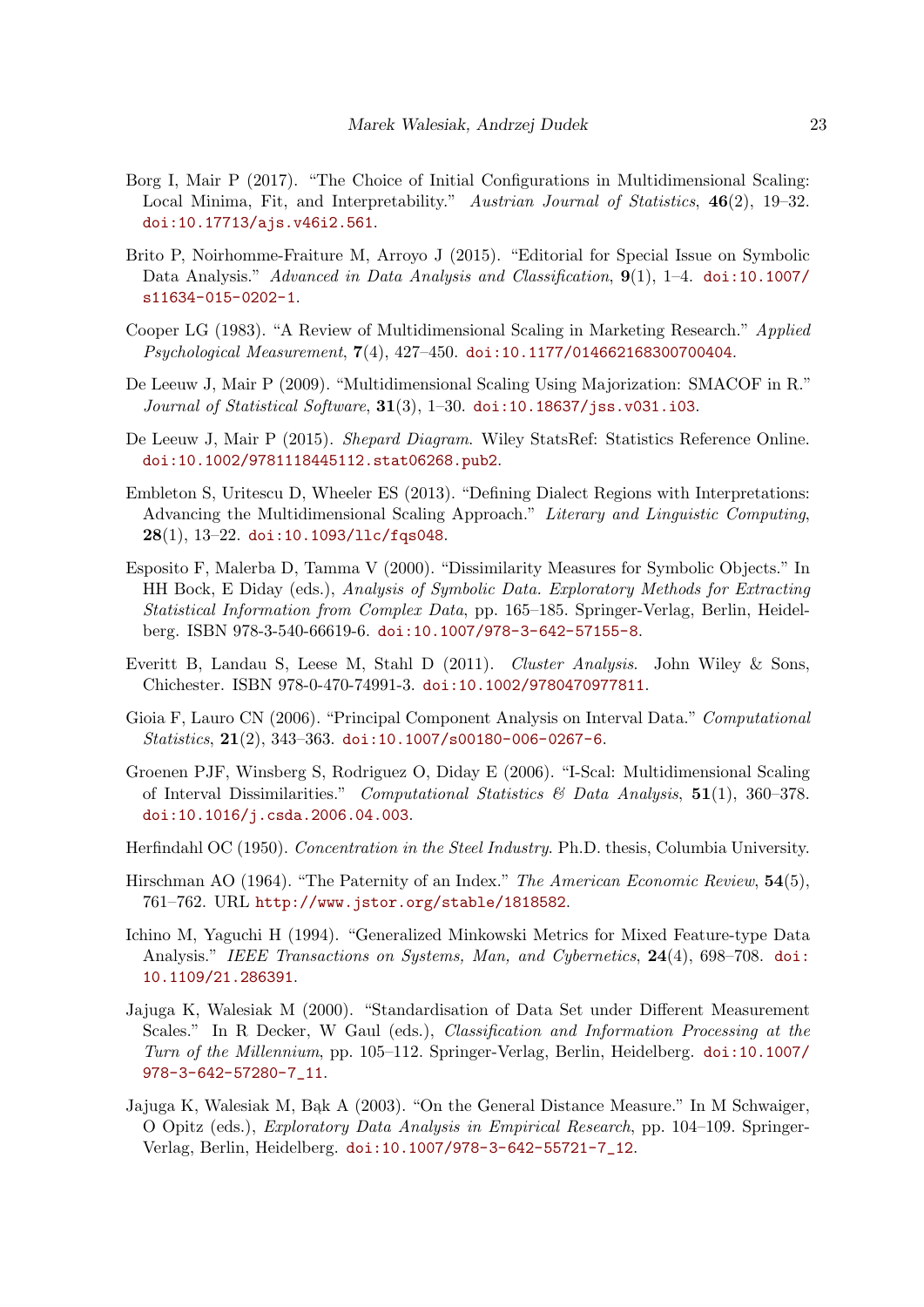Borg I, Mair P (2017). "The Choice of Initial Configurations in Multidimensional Scaling: Local Minima, Fit, and Interpretability." *Austrian Journal of Statistics*, **46**(2), 19–32. doi:10.17713/ajs.v46i2.561.

Brito P, Noirhomme-Fraiture M, Arroyo J (2015). "Editorial for Special Issue on Symbolic Data Analysis." *Advanced in Data Analysis and Classification*, **9**(1), 1–4. doi:10.1007/s11634-015-0202-1.

Cooper LG (1983). "A Review of Multidimensional Scaling in Marketing Research." *Applied Psychological Measurement*, **7**(4), 427–450. doi:10.1177/014662168300700404.

De Leeuw J, Mair P (2009). "Multidimensional Scaling Using Majorization: SMACOF in R." *Journal of Statistical Software*, **31**(3), 1–30. doi:10.18637/jss.v031.i03.

De Leeuw J, Mair P (2015). *Shepard Diagram*. Wiley StatsRef: Statistics Reference Online. doi:10.1002/9781118445112.stat06268.pub2.

Embleton S, Uritescu D, Wheeler ES (2013). "Defining Dialect Regions with Interpretations: Advancing the Multidimensional Scaling Approach." *Literary and Linguistic Computing*, **28**(1), 13–22. doi:10.1093/llc/fqs048.

Esposito F, Malerba D, Tamma V (2000). "Dissimilarity Measures for Symbolic Objects." In HH Bock, E Diday (eds.), *Analysis of Symbolic Data. Exploratory Methods for Extracting Statistical Information from Complex Data*, pp. 165–185. Springer-Verlag, Berlin, Heidelberg. ISBN 978-3-540-66619-6. doi:10.1007/978-3-642-57155-8.

Everitt B, Landau S, Leese M, Stahl D (2011). *Cluster Analysis*. John Wiley & Sons, Chichester. ISBN 978-0-470-74991-3. doi:10.1002/9780470977811.

Gioia F, Lauro CN (2006). "Principal Component Analysis on Interval Data." *Computational Statistics*, **21**(2), 343–363. doi:10.1007/s00180-006-0267-6.

Groenen PJF, Winsberg S, Rodriguez O, Diday E (2006). "I-Scal: Multidimensional Scaling of Interval Dissimilarities." *Computational Statistics & Data Analysis*, **51**(1), 360–378. doi:10.1016/j.csda.2006.04.003.

Herfindahl OC (1950). *Concentration in the Steel Industry*. Ph.D. thesis, Columbia University.

Hirschman AO (1964). "The Paternity of an Index." *The American Economic Review*, **54**(5), 761–762. URL http://www.jstor.org/stable/1818582.

Ichino M, Yaguchi H (1994). "Generalized Minkowski Metrics for Mixed Feature-type Data Analysis." *IEEE Transactions on Systems, Man, and Cybernetics*, **24**(4), 698–708. doi:10.1109/21.286391.

Jajuga K, Walesiak M (2000). "Standardisation of Data Set under Different Measurement Scales." In R Decker, W Gaul (eds.), *Classification and Information Processing at the Turn of the Millennium*, pp. 105–112. Springer-Verlag, Berlin, Heidelberg. doi:10.1007/978-3-642-57280-7_11.

Jajuga K, Walesiak M, Bąk A (2003). "On the General Distance Measure." In M Schwaiger, O Opitz (eds.), *Exploratory Data Analysis in Empirical Research*, pp. 104–109. Springer-Verlag, Berlin, Heidelberg. doi:10.1007/978-3-642-55721-7_12.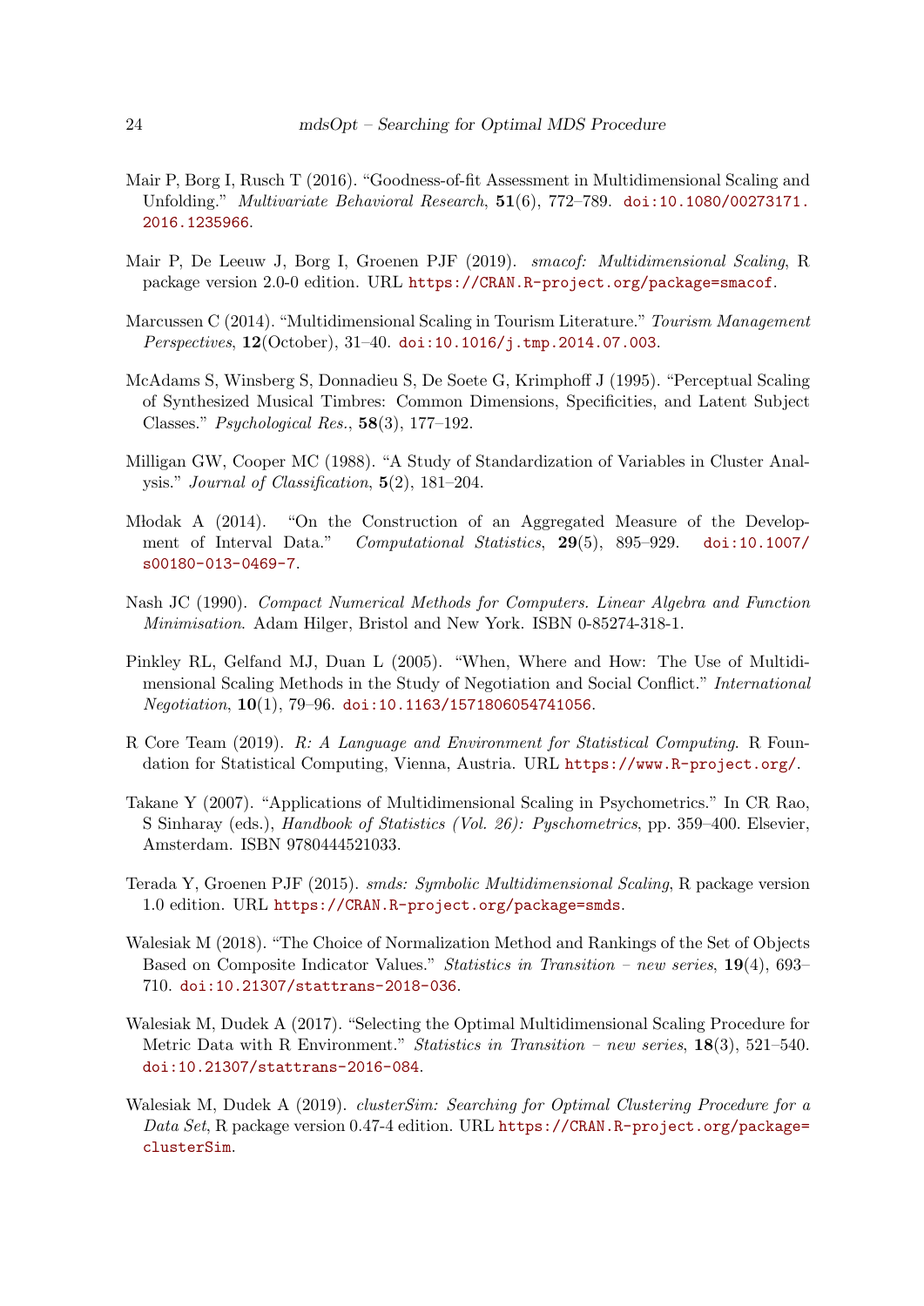Mair P, Borg I, Rusch T (2016). "Goodness-of-fit Assessment in Multidimensional Scaling and Unfolding." *Multivariate Behavioral Research*, **51**(6), 772–789. doi:10.1080/00273171.2016.1235966.

Mair P, De Leeuw J, Borg I, Groenen PJF (2019). *smacof: Multidimensional Scaling*, R package version 2.0-0 edition. URL https://CRAN.R-project.org/package=smacof.

Marcussen C (2014). "Multidimensional Scaling in Tourism Literature." *Tourism Management Perspectives*, **12**(October), 31–40. doi:10.1016/j.tmp.2014.07.003.

McAdams S, Winsberg S, Donnadieu S, De Soete G, Krimphoff J (1995). "Perceptual Scaling of Synthesized Musical Timbres: Common Dimensions, Specificities, and Latent Subject Classes." *Psychological Res.*, **58**(3), 177–192.

Milligan GW, Cooper MC (1988). "A Study of Standardization of Variables in Cluster Analysis." *Journal of Classification*, **5**(2), 181–204.

Młodak A (2014). "On the Construction of an Aggregated Measure of the Development of Interval Data." *Computational Statistics*, **29**(5), 895–929. doi:10.1007/s00180-013-0469-7.

Nash JC (1990). *Compact Numerical Methods for Computers. Linear Algebra and Function Minimisation*. Adam Hilger, Bristol and New York. ISBN 0-85274-318-1.

Pinkley RL, Gelfand MJ, Duan L (2005). "When, Where and How: The Use of Multidimensional Scaling Methods in the Study of Negotiation and Social Conflict." *International Negotiation*, **10**(1), 79–96. doi:10.1163/1571806054741056.

R Core Team (2019). *R: A Language and Environment for Statistical Computing*. R Foundation for Statistical Computing, Vienna, Austria. URL https://www.R-project.org/.

Takane Y (2007). "Applications of Multidimensional Scaling in Psychometrics." In CR Rao, S Sinharay (eds.), *Handbook of Statistics (Vol. 26): Pyschometrics*, pp. 359–400. Elsevier, Amsterdam. ISBN 9780444521033.

Terada Y, Groenen PJF (2015). *smds: Symbolic Multidimensional Scaling*, R package version 1.0 edition. URL https://CRAN.R-project.org/package=smds.

Walesiak M (2018). "The Choice of Normalization Method and Rankings of the Set of Objects Based on Composite Indicator Values." *Statistics in Transition – new series*, **19**(4), 693–710. doi:10.21307/stattrans-2018-036.

Walesiak M, Dudek A (2017). "Selecting the Optimal Multidimensional Scaling Procedure for Metric Data with R Environment." *Statistics in Transition – new series*, **18**(3), 521–540. doi:10.21307/stattrans-2016-084.

Walesiak M, Dudek A (2019). *clusterSim: Searching for Optimal Clustering Procedure for a Data Set*, R package version 0.47-4 edition. URL https://CRAN.R-project.org/package=clusterSim.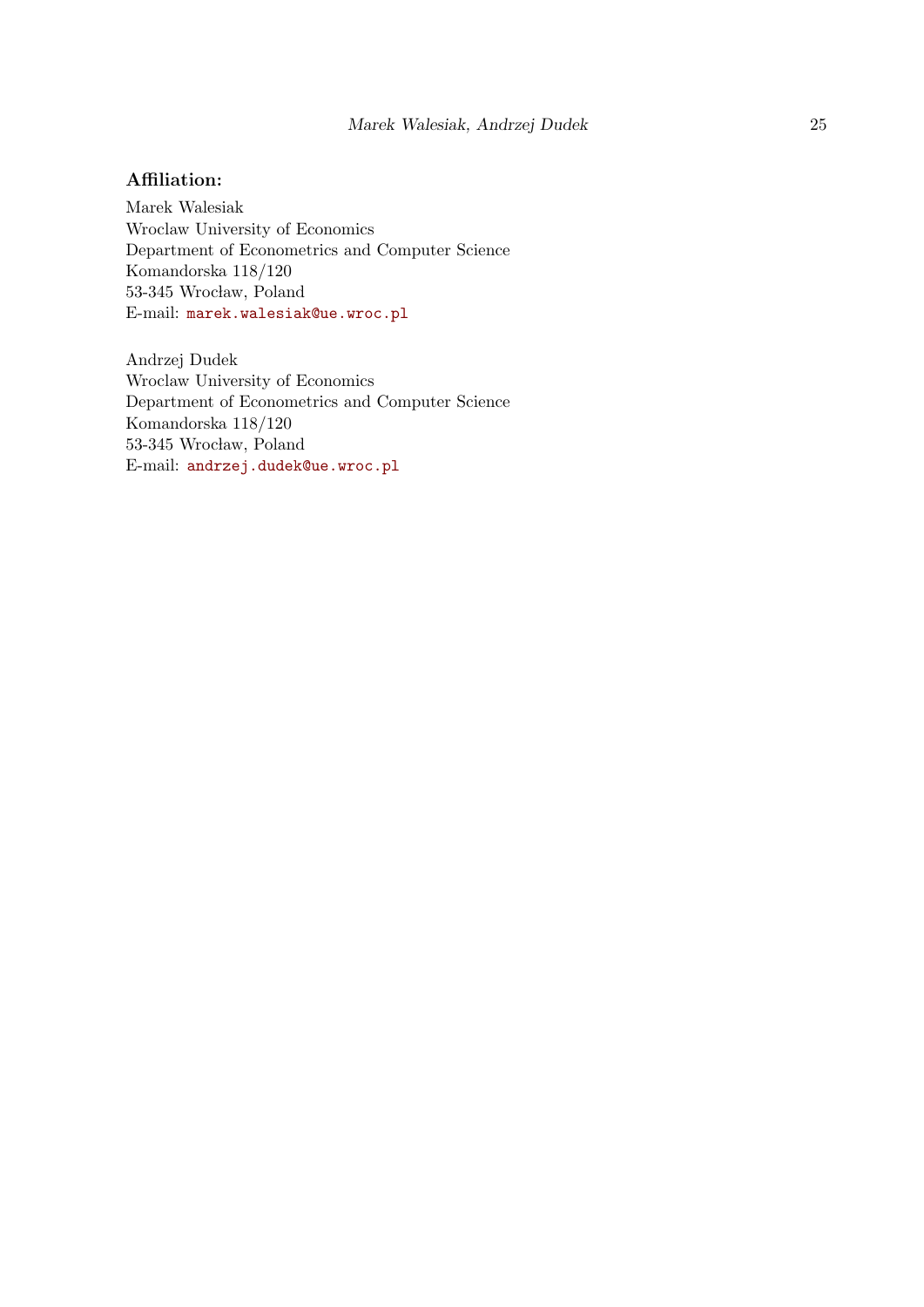**Affiliation:**

Marek Walesiak
Wroclaw University of Economics
Department of Econometrics and Computer Science
Komandorska 118/120
53-345 Wrocław, Poland
E-mail: marek.walesiak@ue.wroc.pl

Andrzej Dudek
Wroclaw University of Economics
Department of Econometrics and Computer Science
Komandorska 118/120
53-345 Wrocław, Poland
E-mail: andrzej.dudek@ue.wroc.pl